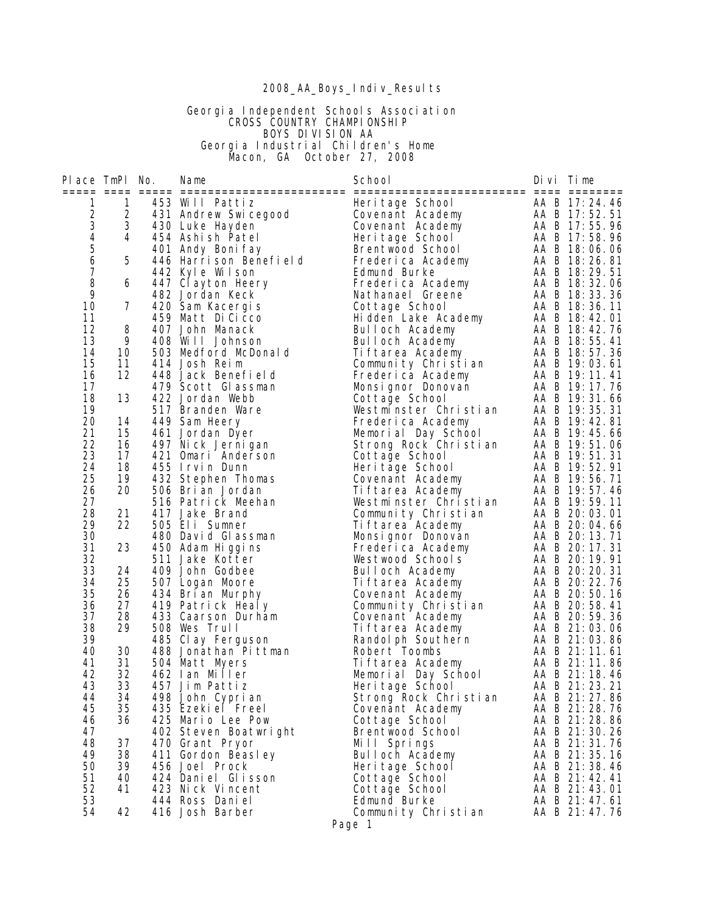2008_AA_Boys_Indiv_Results

Georgia Independent Schools Association
CROSS COUNTRY CHAMPIONSHIP
BOYS DIVISION AA
Georgia Industrial Children's Home
Macon, GA October 27, 2008

| Place | TmPl | No. | Name | School | Divi | Time |
|---|---|---|---|---|---|---|
| 1 | 1 | 453 | Will Pattiz | Heritage School | AA B | 17:24.46 |
| 2 | 2 | 431 | Andrew Swicegood | Covenant Academy | AA B | 17:52.51 |
| 3 | 3 | 430 | Luke Hayden | Covenant Academy | AA B | 17:55.96 |
| 4 | 4 | 454 | Ashish Patel | Heritage School | AA B | 17:58.96 |
| 5 | | 401 | Andy Bonifay | Brentwood School | AA B | 18:06.06 |
| 6 | 5 | 446 | Harrison Benefield | Frederica Academy | AA B | 18:26.81 |
| 7 | | 442 | Kyle Wilson | Edmund Burke | AA B | 18:29.51 |
| 8 | 6 | 447 | Clayton Heery | Frederica Academy | AA B | 18:32.06 |
| 9 | | 482 | Jordan Keck | Nathanael Greene | AA B | 18:33.36 |
| 10 | 7 | 420 | Sam Kacergis | Cottage School | AA B | 18:36.11 |
| 11 | | 459 | Matt DiCicco | Hidden Lake Academy | AA B | 18:42.01 |
| 12 | 8 | 407 | John Manack | Bulloch Academy | AA B | 18:42.76 |
| 13 | 9 | 408 | Will Johnson | Bulloch Academy | AA B | 18:55.41 |
| 14 | 10 | 503 | Medford McDonald | Tiftarea Academy | AA B | 18:57.36 |
| 15 | 11 | 414 | Josh Reim | Community Christian | AA B | 19:03.61 |
| 16 | 12 | 448 | Jack Benefield | Frederica Academy | AA B | 19:11.41 |
| 17 | | 479 | Scott Glassman | Monsignor Donovan | AA B | 19:17.76 |
| 18 | 13 | 422 | Jordan Webb | Cottage School | AA B | 19:31.66 |
| 19 | | 517 | Branden Ware | Westminster Christian | AA B | 19:35.31 |
| 20 | 14 | 449 | Sam Heery | Frederica Academy | AA B | 19:42.81 |
| 21 | 15 | 461 | Jordan Dyer | Memorial Day School | AA B | 19:45.66 |
| 22 | 16 | 497 | Nick Jernigan | Strong Rock Christian | AA B | 19:51.06 |
| 23 | 17 | 421 | Omari Anderson | Cottage School | AA B | 19:51.31 |
| 24 | 18 | 455 | Irvin Dunn | Heritage School | AA B | 19:52.91 |
| 25 | 19 | 432 | Stephen Thomas | Covenant Academy | AA B | 19:56.71 |
| 26 | 20 | 506 | Brian Jordan | Tiftarea Academy | AA B | 19:57.46 |
| 27 | | 516 | Patrick Meehan | Westminster Christian | AA B | 19:59.11 |
| 28 | 21 | 417 | Jake Brand | Community Christian | AA B | 20:03.01 |
| 29 | 22 | 505 | Eli Sumner | Tiftarea Academy | AA B | 20:04.66 |
| 30 | | 480 | David Glassman | Monsignor Donovan | AA B | 20:13.71 |
| 31 | 23 | 450 | Adam Higgins | Frederica Academy | AA B | 20:17.31 |
| 32 | | 511 | Jake Kotter | Westwood Schools | AA B | 20:19.91 |
| 33 | 24 | 409 | John Godbee | Bulloch Academy | AA B | 20:20.31 |
| 34 | 25 | 507 | Logan Moore | Tiftarea Academy | AA B | 20:22.76 |
| 35 | 26 | 434 | Brian Murphy | Covenant Academy | AA B | 20:50.16 |
| 36 | 27 | 419 | Patrick Healy | Community Christian | AA B | 20:58.41 |
| 37 | 28 | 433 | Caarson Durham | Covenant Academy | AA B | 20:59.36 |
| 38 | 29 | 508 | Wes Trull | Tiftarea Academy | AA B | 21:03.06 |
| 39 | | 485 | Clay Ferguson | Randolph Southern | AA B | 21:03.86 |
| 40 | 30 | 488 | Jonathan Pittman | Robert Toombs | AA B | 21:11.61 |
| 41 | 31 | 504 | Matt Myers | Tiftarea Academy | AA B | 21:11.86 |
| 42 | 32 | 462 | Ian Miller | Memorial Day School | AA B | 21:18.46 |
| 43 | 33 | 457 | Jim Pattiz | Heritage School | AA B | 21:23.21 |
| 44 | 34 | 498 | John Cyprian | Strong Rock Christian | AA B | 21:27.86 |
| 45 | 35 | 435 | Ezekiel Freel | Covenant Academy | AA B | 21:28.76 |
| 46 | 36 | 425 | Mario Lee Pow | Cottage School | AA B | 21:28.86 |
| 47 | | 402 | Steven Boatwright | Brentwood School | AA B | 21:30.26 |
| 48 | 37 | 470 | Grant Pryor | Mill Springs | AA B | 21:31.76 |
| 49 | 38 | 411 | Gordon Beasley | Bulloch Academy | AA B | 21:35.16 |
| 50 | 39 | 456 | Joel Prock | Heritage School | AA B | 21:38.46 |
| 51 | 40 | 424 | Daniel Glisson | Cottage School | AA B | 21:42.41 |
| 52 | 41 | 423 | Nick Vincent | Cottage School | AA B | 21:43.01 |
| 53 | | 444 | Ross Daniel | Edmund Burke | AA B | 21:47.61 |
| 54 | 42 | 416 | Josh Barber | Community Christian | AA B | 21:47.76 |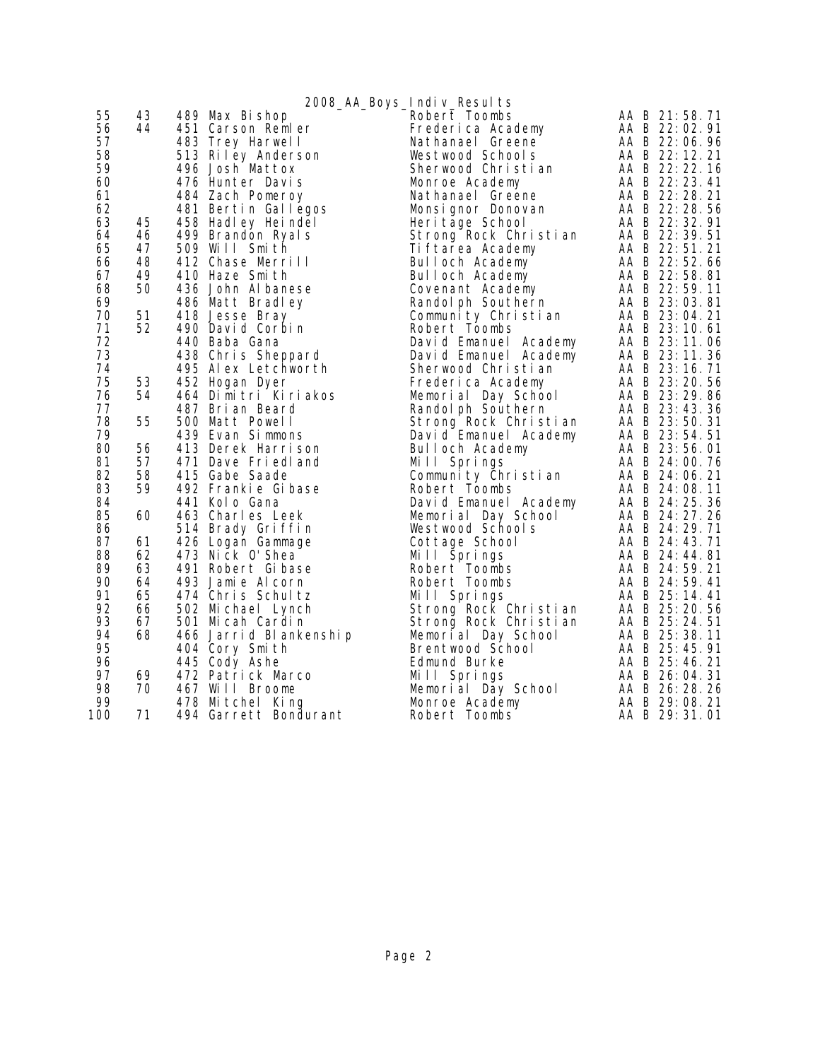2008_AA_Boys_Indiv_Results

| Place | Team Place | No. | Name | School | Class | Time |
|---|---|---|---|---|---|---|
| 55 | 43 | 489 | Max Bishop | Robert Toombs | AA B | 21:58.71 |
| 56 | 44 | 451 | Carson Remler | Frederica Academy | AA B | 22:02.91 |
| 57 | | 483 | Trey Harwell | Nathanael Greene | AA B | 22:06.96 |
| 58 | | 513 | Riley Anderson | Westwood Schools | AA B | 22:12.21 |
| 59 | | 496 | Josh Mattox | Sherwood Christian | AA B | 22:22.16 |
| 60 | | 476 | Hunter Davis | Monroe Academy | AA B | 22:23.41 |
| 61 | | 484 | Zach Pomeroy | Nathanael Greene | AA B | 22:28.21 |
| 62 | | 481 | Bertin Gallegos | Monsignor Donovan | AA B | 22:28.56 |
| 63 | 45 | 458 | Hadley Heindel | Heritage School | AA B | 22:32.91 |
| 64 | 46 | 499 | Brandon Ryals | Strong Rock Christian | AA B | 22:39.51 |
| 65 | 47 | 509 | Will Smith | Tiftarea Academy | AA B | 22:51.21 |
| 66 | 48 | 412 | Chase Merrill | Bulloch Academy | AA B | 22:52.66 |
| 67 | 49 | 410 | Haze Smith | Bulloch Academy | AA B | 22:58.81 |
| 68 | 50 | 436 | John Albanese | Covenant Academy | AA B | 22:59.11 |
| 69 | | 486 | Matt Bradley | Randolph Southern | AA B | 23:03.81 |
| 70 | 51 | 418 | Jesse Bray | Community Christian | AA B | 23:04.21 |
| 71 | 52 | 490 | David Corbin | Robert Toombs | AA B | 23:10.61 |
| 72 | | 440 | Baba Gana | David Emanuel Academy | AA B | 23:11.06 |
| 73 | | 438 | Chris Sheppard | David Emanuel Academy | AA B | 23:11.36 |
| 74 | | 495 | Alex Letchworth | Sherwood Christian | AA B | 23:16.71 |
| 75 | 53 | 452 | Hogan Dyer | Frederica Academy | AA B | 23:20.56 |
| 76 | 54 | 464 | Dimitri Kiriakos | Memorial Day School | AA B | 23:29.86 |
| 77 | | 487 | Brian Beard | Randolph Southern | AA B | 23:43.36 |
| 78 | 55 | 500 | Matt Powell | Strong Rock Christian | AA B | 23:50.31 |
| 79 | | 439 | Evan Simmons | David Emanuel Academy | AA B | 23:54.51 |
| 80 | 56 | 413 | Derek Harrison | Bulloch Academy | AA B | 23:56.01 |
| 81 | 57 | 471 | Dave Friedland | Mill Springs | AA B | 24:00.76 |
| 82 | 58 | 415 | Gabe Saade | Community Christian | AA B | 24:06.21 |
| 83 | 59 | 492 | Frankie Gibase | Robert Toombs | AA B | 24:08.11 |
| 84 | | 441 | Kolo Gana | David Emanuel Academy | AA B | 24:25.36 |
| 85 | 60 | 463 | Charles Leek | Memorial Day School | AA B | 24:27.26 |
| 86 | | 514 | Brady Griffin | Westwood Schools | AA B | 24:29.71 |
| 87 | 61 | 426 | Logan Gammage | Cottage School | AA B | 24:43.71 |
| 88 | 62 | 473 | Nick O'Shea | Mill Springs | AA B | 24:44.81 |
| 89 | 63 | 491 | Robert Gibase | Robert Toombs | AA B | 24:59.21 |
| 90 | 64 | 493 | Jamie Alcorn | Robert Toombs | AA B | 24:59.41 |
| 91 | 65 | 474 | Chris Schultz | Mill Springs | AA B | 25:14.41 |
| 92 | 66 | 502 | Michael Lynch | Strong Rock Christian | AA B | 25:20.56 |
| 93 | 67 | 501 | Micah Cardin | Strong Rock Christian | AA B | 25:24.51 |
| 94 | 68 | 466 | Jarrid Blankenship | Memorial Day School | AA B | 25:38.11 |
| 95 | | 404 | Cory Smith | Brentwood School | AA B | 25:45.91 |
| 96 | | 445 | Cody Ashe | Edmund Burke | AA B | 25:46.21 |
| 97 | 69 | 472 | Patrick Marco | Mill Springs | AA B | 26:04.31 |
| 98 | 70 | 467 | Will Broome | Memorial Day School | AA B | 26:28.26 |
| 99 | | 478 | Mitchel King | Monroe Academy | AA B | 29:08.21 |
| 100 | 71 | 494 | Garrett Bondurant | Robert Toombs | AA B | 29:31.01 |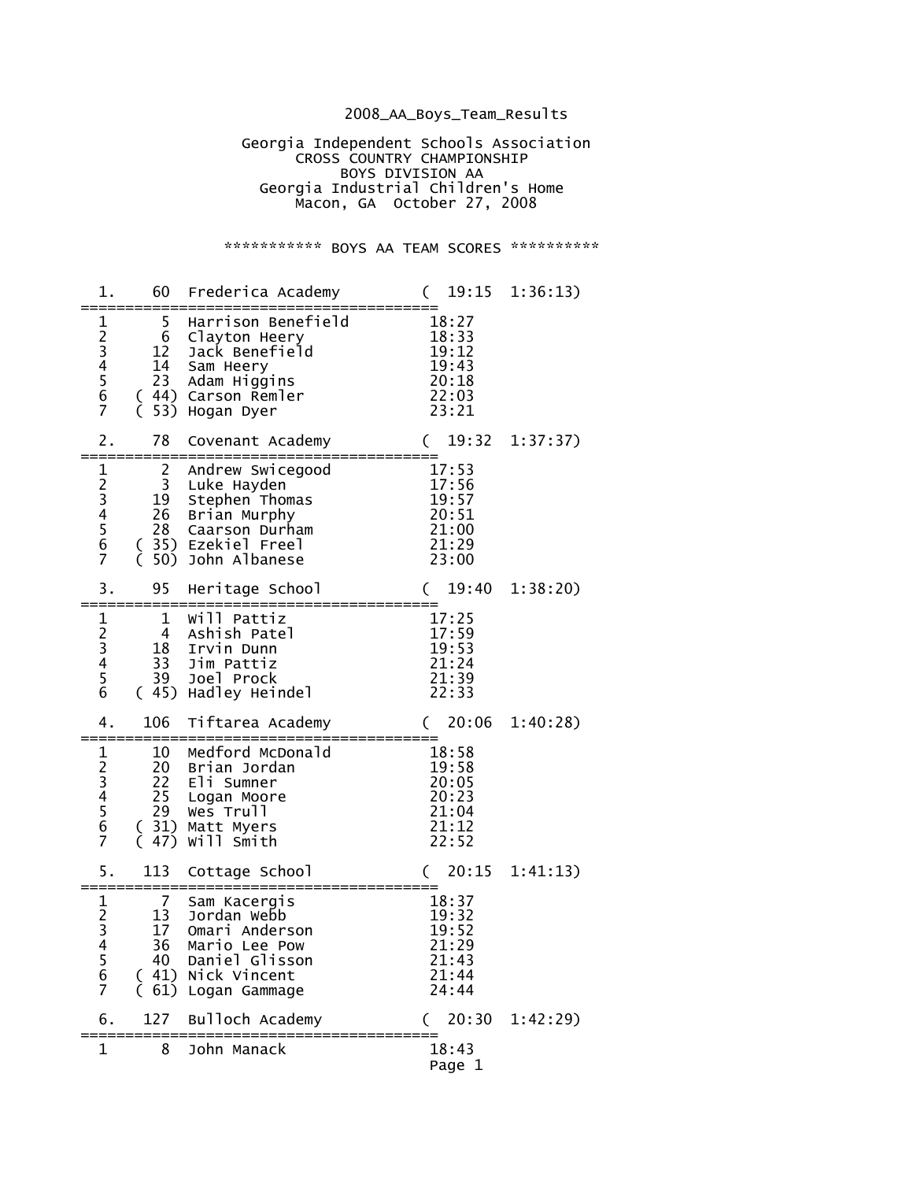2008_AA_Boys_Team_Results

Georgia Independent Schools Association
CROSS COUNTRY CHAMPIONSHIP
BOYS DIVISION AA
Georgia Industrial Children's Home
Macon, GA October 27, 2008

*********** BOYS AA TEAM SCORES **********

```
  1.    60  Frederica Academy         (  19:15  1:36:13)
========================================
  1      5  Harrison Benefield         18:27
  2      6  Clayton Heery              18:33
  3     12  Jack Benefield             19:12
  4     14  Sam Heery                  19:43
  5     23  Adam Higgins               20:18
  6   ( 44) Carson Remler              22:03
  7   ( 53) Hogan Dyer                 23:21

  2.    78  Covenant Academy          (  19:32  1:37:37)
========================================
  1      2  Andrew Swicegood           17:53
  2      3  Luke Hayden                17:56
  3     19  Stephen Thomas             19:57
  4     26  Brian Murphy               20:51
  5     28  Caarson Durham             21:00
  6   ( 35) Ezekiel Freel              21:29
  7   ( 50) John Albanese              23:00

  3.    95  Heritage School           (  19:40  1:38:20)
========================================
  1      1  Will Pattiz                17:25
  2      4  Ashish Patel               17:59
  3     18  Irvin Dunn                 19:53
  4     33  Jim Pattiz                 21:24
  5     39  Joel Prock                 21:39
  6   ( 45) Hadley Heindel             22:33

  4.   106  Tiftarea Academy          (  20:06  1:40:28)
========================================
  1     10  Medford McDonald           18:58
  2     20  Brian Jordan               19:58
  3     22  Eli Sumner                 20:05
  4     25  Logan Moore                20:23
  5     29  Wes Trull                  21:04
  6   ( 31) Matt Myers                 21:12
  7   ( 47) Will Smith                 22:52

  5.   113  Cottage School            (  20:15  1:41:13)
========================================
  1      7  Sam Kacergis               18:37
  2     13  Jordan Webb                19:32
  3     17  Omari Anderson             19:52
  4     36  Mario Lee Pow              21:29
  5     40  Daniel Glisson             21:43
  6   ( 41) Nick Vincent               21:44
  7   ( 61) Logan Gammage              24:44

  6.   127  Bulloch Academy           (  20:30  1:42:29)
========================================
  1      8  John Manack                18:43
```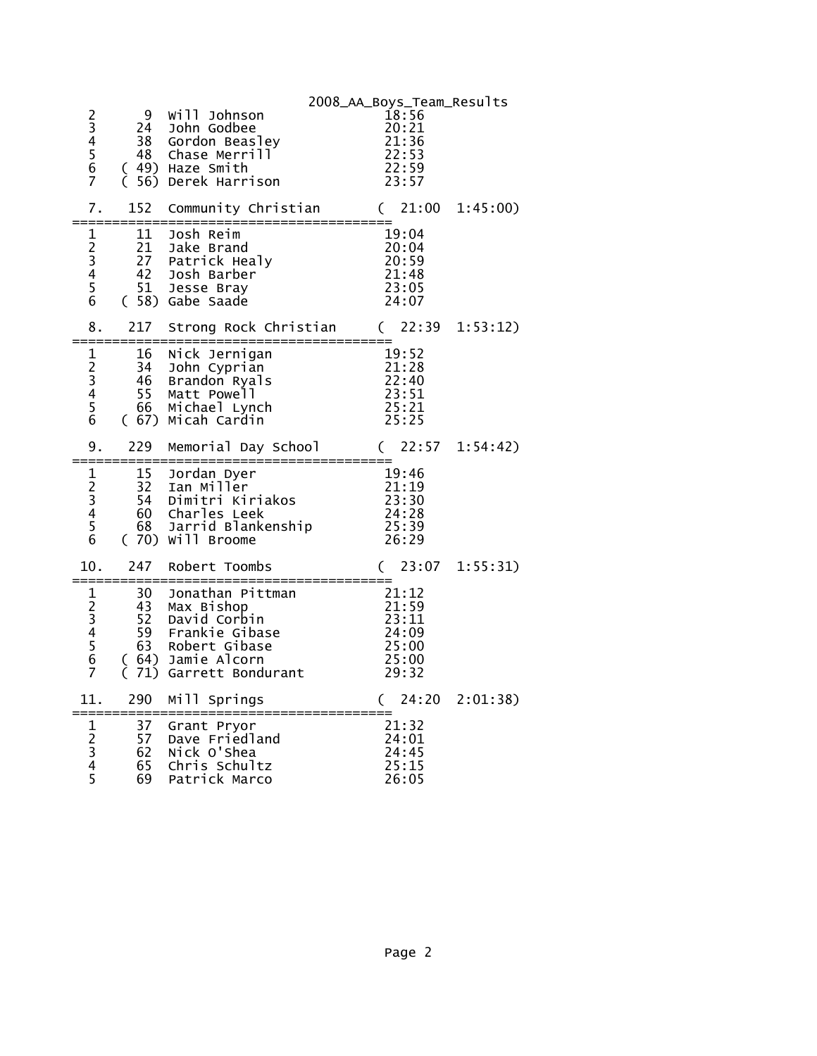2008_AA_Boys_Team_Results

```
  2        9  Will Johnson              18:56
  3       24  John Godbee               20:21
  4       38  Gordon Beasley            21:36
  5       48  Chase Merrill             22:53
  6     ( 49) Haze Smith                22:59
  7     ( 56) Derek Harrison            23:57

  7.     152  Community Christian      (  21:00  1:45:00)
==========================================
  1       11  Josh Reim                 19:04
  2       21  Jake Brand                20:04
  3       27  Patrick Healy             20:59
  4       42  Josh Barber               21:48
  5       51  Jesse Bray                23:05
  6     ( 58) Gabe Saade                24:07

  8.     217  Strong Rock Christian    (  22:39  1:53:12)
==========================================
  1       16  Nick Jernigan             19:52
  2       34  John Cyprian              21:28
  3       46  Brandon Ryals             22:40
  4       55  Matt Powell               23:51
  5       66  Michael Lynch             25:21
  6     ( 67) Micah Cardin              25:25

  9.     229  Memorial Day School      (  22:57  1:54:42)
==========================================
  1       15  Jordan Dyer               19:46
  2       32  Ian Miller                21:19
  3       54  Dimitri Kiriakos          23:30
  4       60  Charles Leek              24:28
  5       68  Jarrid Blankenship        25:39
  6     ( 70) Will Broome               26:29

 10.     247  Robert Toombs            (  23:07  1:55:31)
==========================================
  1       30  Jonathan Pittman          21:12
  2       43  Max Bishop                21:59
  3       52  David Corbin              23:11
  4       59  Frankie Gibase            24:09
  5       63  Robert Gibase             25:00
  6     ( 64) Jamie Alcorn              25:00
  7     ( 71) Garrett Bondurant         29:32

 11.     290  Mill Springs             (  24:20  2:01:38)
==========================================
  1       37  Grant Pryor               21:32
  2       57  Dave Friedland            24:01
  3       62  Nick O'Shea               24:45
  4       65  Chris Schultz             25:15
  5       69  Patrick Marco             26:05
```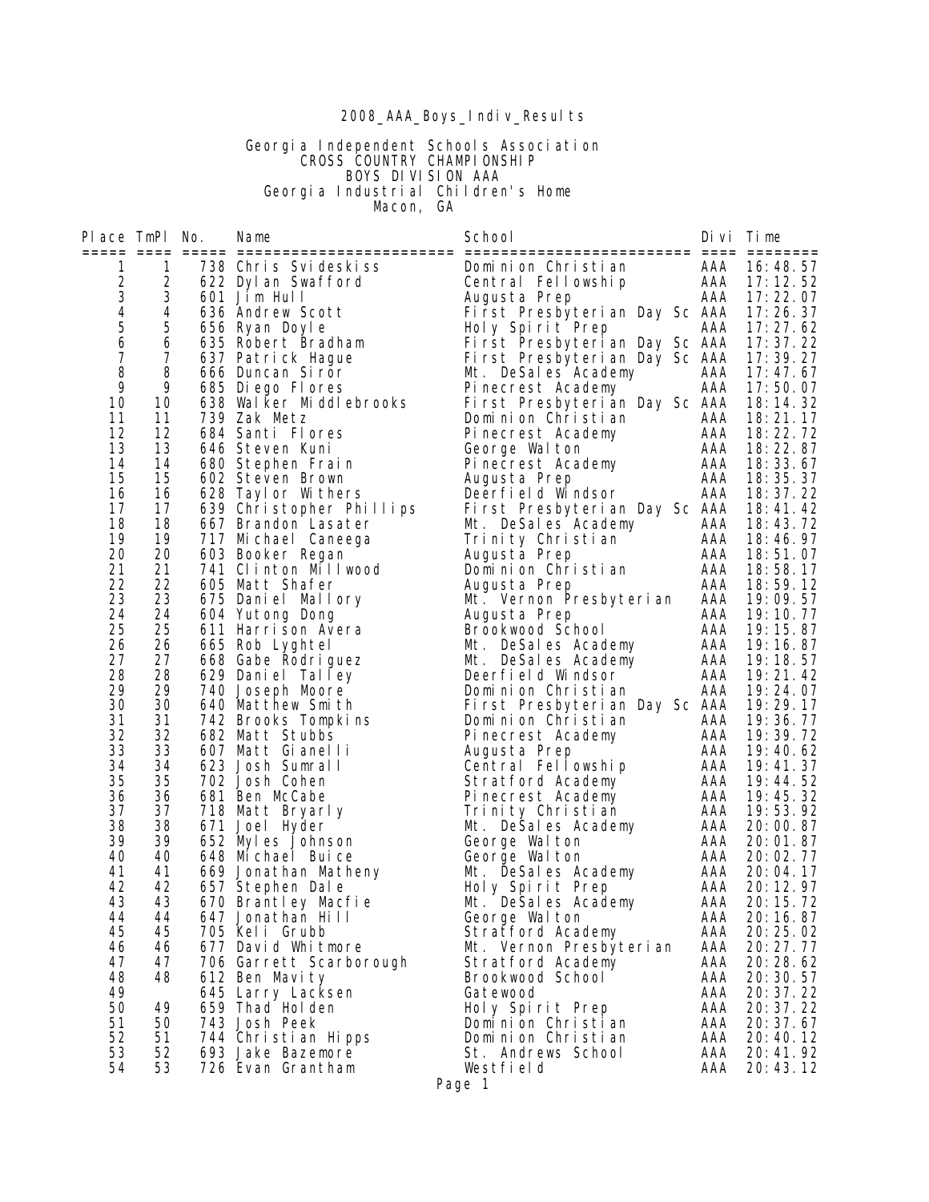# 2008_AAA_Boys_Indiv_Results

## Georgia Independent Schools Association
### CROSS COUNTRY CHAMPIONSHIP
### BOYS DIVISION AAA
### Georgia Industrial Children's Home
### Macon, GA

| Place | TmPl | No. | Name | School | Divi | Time |
|---|---|---|---|---|---|---|
| 1 | 1 | 738 | Chris Svideskiss | Dominion Christian | AAA | 16:48.57 |
| 2 | 2 | 622 | Dylan Swafford | Central Fellowship | AAA | 17:12.52 |
| 3 | 3 | 601 | Jim Hull | Augusta Prep | AAA | 17:22.07 |
| 4 | 4 | 636 | Andrew Scott | First Presbyterian Day Sc | AAA | 17:26.37 |
| 5 | 5 | 656 | Ryan Doyle | Holy Spirit Prep | AAA | 17:27.62 |
| 6 | 6 | 635 | Robert Bradham | First Presbyterian Day Sc | AAA | 17:37.22 |
| 7 | 7 | 637 | Patrick Hague | First Presbyterian Day Sc | AAA | 17:39.27 |
| 8 | 8 | 666 | Duncan Siror | Mt. DeSales Academy | AAA | 17:47.67 |
| 9 | 9 | 685 | Diego Flores | Pinecrest Academy | AAA | 17:50.07 |
| 10 | 10 | 638 | Walker Middlebrooks | First Presbyterian Day Sc | AAA | 18:14.32 |
| 11 | 11 | 739 | Zak Metz | Dominion Christian | AAA | 18:21.17 |
| 12 | 12 | 684 | Santi Flores | Pinecrest Academy | AAA | 18:22.72 |
| 13 | 13 | 646 | Steven Kuni | George Walton | AAA | 18:22.87 |
| 14 | 14 | 680 | Stephen Frain | Pinecrest Academy | AAA | 18:33.67 |
| 15 | 15 | 602 | Steven Brown | Augusta Prep | AAA | 18:35.37 |
| 16 | 16 | 628 | Taylor Withers | Deerfield Windsor | AAA | 18:37.22 |
| 17 | 17 | 639 | Christopher Phillips | First Presbyterian Day Sc | AAA | 18:41.42 |
| 18 | 18 | 667 | Brandon Lasater | Mt. DeSales Academy | AAA | 18:43.72 |
| 19 | 19 | 717 | Michael Caneega | Trinity Christian | AAA | 18:46.97 |
| 20 | 20 | 603 | Booker Regan | Augusta Prep | AAA | 18:51.07 |
| 21 | 21 | 741 | Clinton Millwood | Dominion Christian | AAA | 18:58.17 |
| 22 | 22 | 605 | Matt Shafer | Augusta Prep | AAA | 18:59.12 |
| 23 | 23 | 675 | Daniel Mallory | Mt. Vernon Presbyterian | AAA | 19:09.57 |
| 24 | 24 | 604 | Yutong Dong | Augusta Prep | AAA | 19:10.77 |
| 25 | 25 | 611 | Harrison Avera | Brookwood School | AAA | 19:15.87 |
| 26 | 26 | 665 | Rob Lyghtel | Mt. DeSales Academy | AAA | 19:16.87 |
| 27 | 27 | 668 | Gabe Rodriguez | Mt. DeSales Academy | AAA | 19:18.57 |
| 28 | 28 | 629 | Daniel Talley | Deerfield Windsor | AAA | 19:21.42 |
| 29 | 29 | 740 | Joseph Moore | Dominion Christian | AAA | 19:24.07 |
| 30 | 30 | 640 | Matthew Smith | First Presbyterian Day Sc | AAA | 19:29.17 |
| 31 | 31 | 742 | Brooks Tompkins | Dominion Christian | AAA | 19:36.77 |
| 32 | 32 | 682 | Matt Stubbs | Pinecrest Academy | AAA | 19:39.72 |
| 33 | 33 | 607 | Matt Gianelli | Augusta Prep | AAA | 19:40.62 |
| 34 | 34 | 623 | Josh Sumrall | Central Fellowship | AAA | 19:41.37 |
| 35 | 35 | 702 | Josh Cohen | Stratford Academy | AAA | 19:44.52 |
| 36 | 36 | 681 | Ben McCabe | Pinecrest Academy | AAA | 19:45.32 |
| 37 | 37 | 718 | Matt Bryarly | Trinity Christian | AAA | 19:53.92 |
| 38 | 38 | 671 | Joel Hyder | Mt. DeSales Academy | AAA | 20:00.87 |
| 39 | 39 | 652 | Myles Johnson | George Walton | AAA | 20:01.87 |
| 40 | 40 | 648 | Michael Buice | George Walton | AAA | 20:02.77 |
| 41 | 41 | 669 | Jonathan Matheny | Mt. DeSales Academy | AAA | 20:04.17 |
| 42 | 42 | 657 | Stephen Dale | Holy Spirit Prep | AAA | 20:12.97 |
| 43 | 43 | 670 | Brantley Macfie | Mt. DeSales Academy | AAA | 20:15.72 |
| 44 | 44 | 647 | Jonathan Hill | George Walton | AAA | 20:16.87 |
| 45 | 45 | 705 | Keli Grubb | Stratford Academy | AAA | 20:25.02 |
| 46 | 46 | 677 | David Whitmore | Mt. Vernon Presbyterian | AAA | 20:27.77 |
| 47 | 47 | 706 | Garrett Scarborough | Stratford Academy | AAA | 20:28.62 |
| 48 | 48 | 612 | Ben Mavity | Brookwood School | AAA | 20:30.57 |
| 49 | | 645 | Larry Lacksen | Gatewood | AAA | 20:37.22 |
| 50 | 49 | 659 | Thad Holden | Holy Spirit Prep | AAA | 20:37.22 |
| 51 | 50 | 743 | Josh Peek | Dominion Christian | AAA | 20:37.67 |
| 52 | 51 | 744 | Christian Hipps | Dominion Christian | AAA | 20:40.12 |
| 53 | 52 | 693 | Jake Bazemore | St. Andrews School | AAA | 20:41.92 |
| 54 | 53 | 726 | Evan Grantham | Westfield | AAA | 20:43.12 |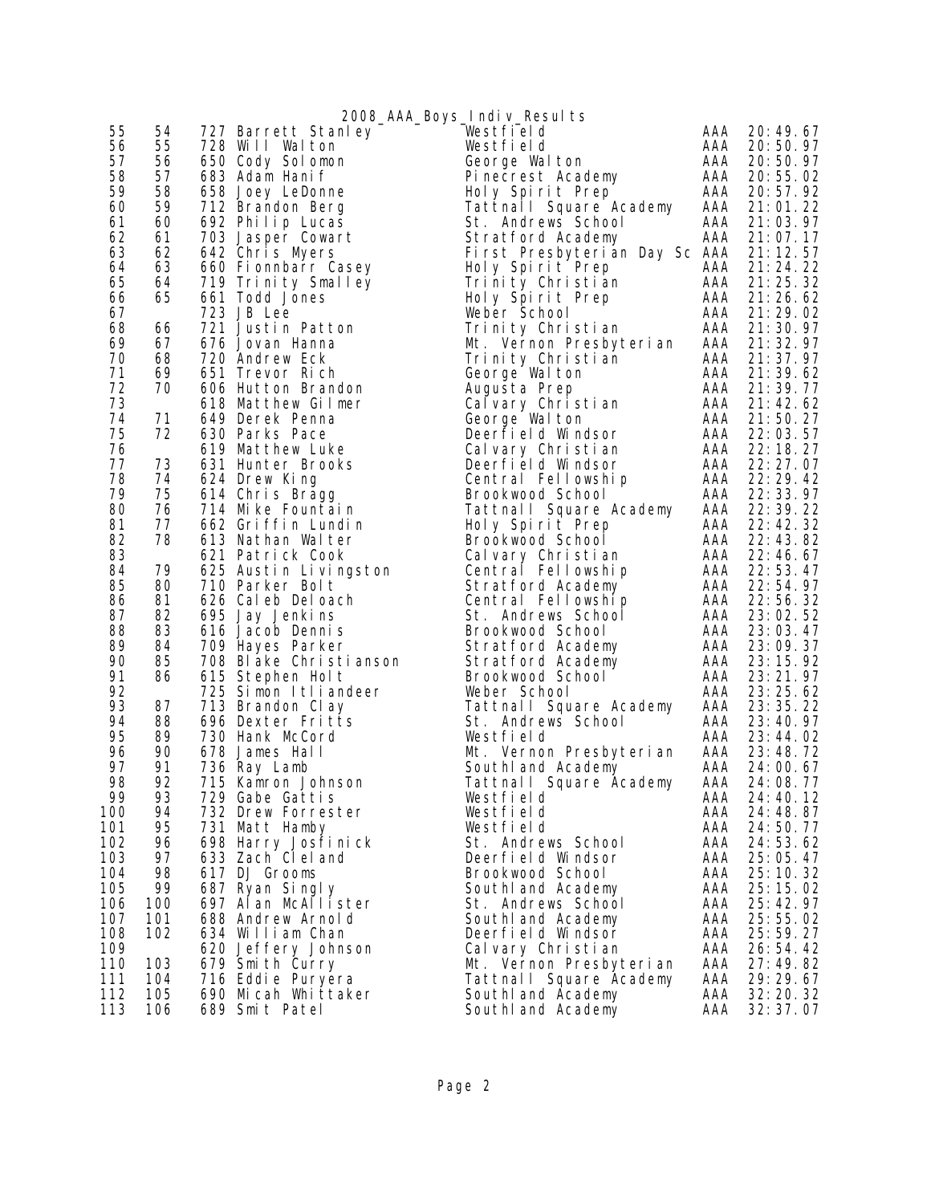2008_AAA_Boys_Indiv_Results

| | | | | | | |
|---|---|---|---|---|---|---|
| 55 | 54 | 727 | Barrett Stanley | Westfield | AAA | 20:49.67 |
| 56 | 55 | 728 | Will Walton | Westfield | AAA | 20:50.97 |
| 57 | 56 | 650 | Cody Solomon | George Walton | AAA | 20:50.97 |
| 58 | 57 | 683 | Adam Hanif | Pinecrest Academy | AAA | 20:55.02 |
| 59 | 58 | 658 | Joey LeDonne | Holy Spirit Prep | AAA | 20:57.92 |
| 60 | 59 | 712 | Brandon Berg | Tattnall Square Academy | AAA | 21:01.22 |
| 61 | 60 | 692 | Philip Lucas | St. Andrews School | AAA | 21:03.97 |
| 62 | 61 | 703 | Jasper Cowart | Stratford Academy | AAA | 21:07.17 |
| 63 | 62 | 642 | Chris Myers | First Presbyterian Day Sc | AAA | 21:12.57 |
| 64 | 63 | 660 | Fionnbarr Casey | Holy Spirit Prep | AAA | 21:24.22 |
| 65 | 64 | 719 | Trinity Smalley | Trinity Christian | AAA | 21:25.32 |
| 66 | 65 | 661 | Todd Jones | Holy Spirit Prep | AAA | 21:26.62 |
| 67 | | 723 | JB Lee | Weber School | AAA | 21:29.02 |
| 68 | 66 | 721 | Justin Patton | Trinity Christian | AAA | 21:30.97 |
| 69 | 67 | 676 | Jovan Hanna | Mt. Vernon Presbyterian | AAA | 21:32.97 |
| 70 | 68 | 720 | Andrew Eck | Trinity Christian | AAA | 21:37.97 |
| 71 | 69 | 651 | Trevor Rich | George Walton | AAA | 21:39.62 |
| 72 | 70 | 606 | Hutton Brandon | Augusta Prep | AAA | 21:39.77 |
| 73 | | 618 | Matthew Gilmer | Calvary Christian | AAA | 21:42.62 |
| 74 | 71 | 649 | Derek Penna | George Walton | AAA | 21:50.27 |
| 75 | 72 | 630 | Parks Pace | Deerfield Windsor | AAA | 22:03.57 |
| 76 | | 619 | Matthew Luke | Calvary Christian | AAA | 22:18.27 |
| 77 | 73 | 631 | Hunter Brooks | Deerfield Windsor | AAA | 22:27.07 |
| 78 | 74 | 624 | Drew King | Central Fellowship | AAA | 22:29.42 |
| 79 | 75 | 614 | Chris Bragg | Brookwood School | AAA | 22:33.97 |
| 80 | 76 | 714 | Mike Fountain | Tattnall Square Academy | AAA | 22:39.22 |
| 81 | 77 | 662 | Griffin Lundin | Holy Spirit Prep | AAA | 22:42.32 |
| 82 | 78 | 613 | Nathan Walter | Brookwood School | AAA | 22:43.82 |
| 83 | | 621 | Patrick Cook | Calvary Christian | AAA | 22:46.67 |
| 84 | 79 | 625 | Austin Livingston | Central Fellowship | AAA | 22:53.47 |
| 85 | 80 | 710 | Parker Bolt | Stratford Academy | AAA | 22:54.97 |
| 86 | 81 | 626 | Caleb Deloach | Central Fellowship | AAA | 22:56.32 |
| 87 | 82 | 695 | Jay Jenkins | St. Andrews School | AAA | 23:02.52 |
| 88 | 83 | 616 | Jacob Dennis | Brookwood School | AAA | 23:03.47 |
| 89 | 84 | 709 | Hayes Parker | Stratford Academy | AAA | 23:09.37 |
| 90 | 85 | 708 | Blake Christianson | Stratford Academy | AAA | 23:15.92 |
| 91 | 86 | 615 | Stephen Holt | Brookwood School | AAA | 23:21.97 |
| 92 | | 725 | Simon Itliandeer | Weber School | AAA | 23:25.62 |
| 93 | 87 | 713 | Brandon Clay | Tattnall Square Academy | AAA | 23:35.22 |
| 94 | 88 | 696 | Dexter Fritts | St. Andrews School | AAA | 23:40.97 |
| 95 | 89 | 730 | Hank McCord | Westfield | AAA | 23:44.02 |
| 96 | 90 | 678 | James Hall | Mt. Vernon Presbyterian | AAA | 23:48.72 |
| 97 | 91 | 736 | Ray Lamb | Southland Academy | AAA | 24:00.67 |
| 98 | 92 | 715 | Kamron Johnson | Tattnall Square Academy | AAA | 24:08.77 |
| 99 | 93 | 729 | Gabe Gattis | Westfield | AAA | 24:40.12 |
| 100 | 94 | 732 | Drew Forrester | Westfield | AAA | 24:48.87 |
| 101 | 95 | 731 | Matt Hamby | Westfield | AAA | 24:50.77 |
| 102 | 96 | 698 | Harry Josfinick | St. Andrews School | AAA | 24:53.62 |
| 103 | 97 | 633 | Zach Cleland | Deerfield Windsor | AAA | 25:05.47 |
| 104 | 98 | 617 | DJ Grooms | Brookwood School | AAA | 25:10.32 |
| 105 | 99 | 687 | Ryan Singly | Southland Academy | AAA | 25:15.02 |
| 106 | 100 | 697 | Alan McAllister | St. Andrews School | AAA | 25:42.97 |
| 107 | 101 | 688 | Andrew Arnold | Southland Academy | AAA | 25:55.02 |
| 108 | 102 | 634 | William Chan | Deerfield Windsor | AAA | 25:59.27 |
| 109 | | 620 | Jeffery Johnson | Calvary Christian | AAA | 26:54.42 |
| 110 | 103 | 679 | Smith Curry | Mt. Vernon Presbyterian | AAA | 27:49.82 |
| 111 | 104 | 716 | Eddie Puryera | Tattnall Square Academy | AAA | 29:29.67 |
| 112 | 105 | 690 | Micah Whittaker | Southland Academy | AAA | 32:20.32 |
| 113 | 106 | 689 | Smit Patel | Southland Academy | AAA | 32:37.07 |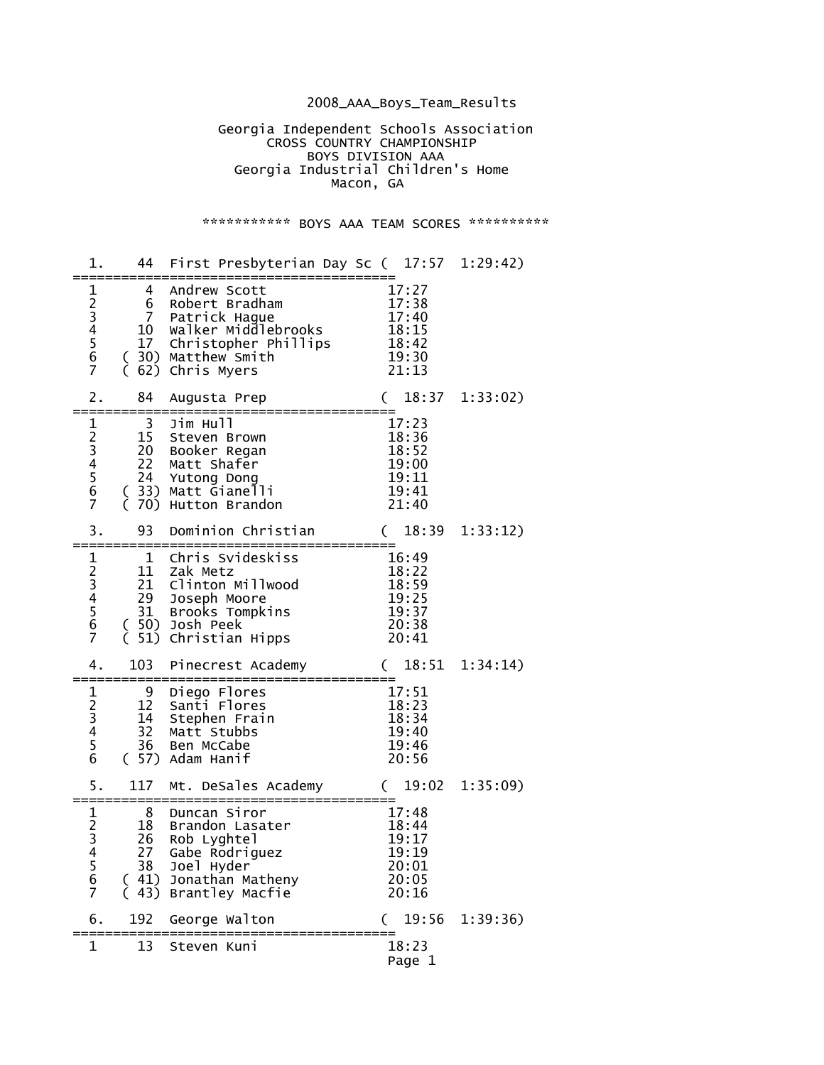2008_AAA_Boys_Team_Results

Georgia Independent Schools Association
CROSS COUNTRY CHAMPIONSHIP
BOYS DIVISION AAA
Georgia Industrial Children's Home
Macon, GA

*********** BOYS AAA TEAM SCORES **********

```
  1.    44  First Presbyterian Day Sc (  17:57  1:29:42)
========================================
  1      4  Andrew Scott               17:27
  2      6  Robert Bradham             17:38
  3      7  Patrick Hague              17:40
  4     10  Walker Middlebrooks        18:15
  5     17  Christopher Phillips       18:42
  6   ( 30) Matthew Smith              19:30
  7   ( 62) Chris Myers                21:13

  2.    84  Augusta Prep              (  18:37  1:33:02)
========================================
  1      3  Jim Hull                   17:23
  2     15  Steven Brown               18:36
  3     20  Booker Regan               18:52
  4     22  Matt Shafer                19:00
  5     24  Yutong Dong                19:11
  6   ( 33) Matt Gianelli              19:41
  7   ( 70) Hutton Brandon             21:40

  3.    93  Dominion Christian        (  18:39  1:33:12)
========================================
  1      1  Chris Svideskiss           16:49
  2     11  Zak Metz                   18:22
  3     21  Clinton Millwood           18:59
  4     29  Joseph Moore               19:25
  5     31  Brooks Tompkins            19:37
  6   ( 50) Josh Peek                  20:38
  7   ( 51) Christian Hipps            20:41

  4.   103  Pinecrest Academy         (  18:51  1:34:14)
========================================
  1      9  Diego Flores               17:51
  2     12  Santi Flores               18:23
  3     14  Stephen Frain              18:34
  4     32  Matt Stubbs                19:40
  5     36  Ben McCabe                 19:46
  6   ( 57) Adam Hanif                 20:56

  5.   117  Mt. DeSales Academy       (  19:02  1:35:09)
========================================
  1      8  Duncan Siror               17:48
  2     18  Brandon Lasater            18:44
  3     26  Rob Lyghtel                19:17
  4     27  Gabe Rodriguez             19:19
  5     38  Joel Hyder                 20:01
  6   ( 41) Jonathan Matheny           20:05
  7   ( 43) Brantley Macfie            20:16

  6.   192  George Walton             (  19:56  1:39:36)
========================================
  1     13  Steven Kuni                18:23
```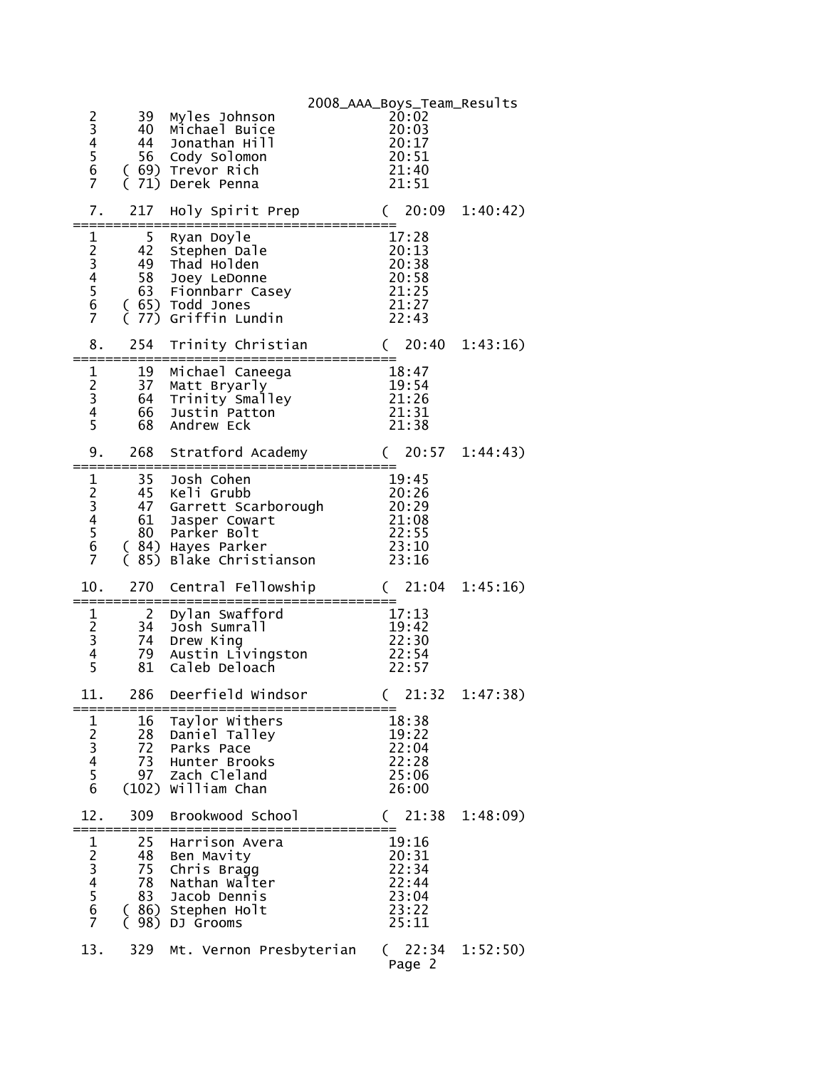| | | | | |
|---|---|---|---|---|
| 2 | 39 | Myles Johnson | 20:02 | |
| 3 | 40 | Michael Buice | 20:03 | |
| 4 | 44 | Jonathan Hill | 20:17 | |
| 5 | 56 | Cody Solomon | 20:51 | |
| 6 | ( 69) | Trevor Rich | 21:40 | |
| 7 | ( 71) | Derek Penna | 21:51 | |

**7. 217 Holy Spirit Prep ( 20:09 1:40:42)**

| | | | |
|---|---|---|---|
| 1 | 5 | Ryan Doyle | 17:28 |
| 2 | 42 | Stephen Dale | 20:13 |
| 3 | 49 | Thad Holden | 20:38 |
| 4 | 58 | Joey LeDonne | 20:58 |
| 5 | 63 | Fionnbarr Casey | 21:25 |
| 6 | ( 65) | Todd Jones | 21:27 |
| 7 | ( 77) | Griffin Lundin | 22:43 |

**8. 254 Trinity Christian ( 20:40 1:43:16)**

| | | | |
|---|---|---|---|
| 1 | 19 | Michael Caneega | 18:47 |
| 2 | 37 | Matt Bryarly | 19:54 |
| 3 | 64 | Trinity Smalley | 21:26 |
| 4 | 66 | Justin Patton | 21:31 |
| 5 | 68 | Andrew Eck | 21:38 |

**9. 268 Stratford Academy ( 20:57 1:44:43)**

| | | | |
|---|---|---|---|
| 1 | 35 | Josh Cohen | 19:45 |
| 2 | 45 | Keli Grubb | 20:26 |
| 3 | 47 | Garrett Scarborough | 20:29 |
| 4 | 61 | Jasper Cowart | 21:08 |
| 5 | 80 | Parker Bolt | 22:55 |
| 6 | ( 84) | Hayes Parker | 23:10 |
| 7 | ( 85) | Blake Christianson | 23:16 |

**10. 270 Central Fellowship ( 21:04 1:45:16)**

| | | | |
|---|---|---|---|
| 1 | 2 | Dylan Swafford | 17:13 |
| 2 | 34 | Josh Sumrall | 19:42 |
| 3 | 74 | Drew King | 22:30 |
| 4 | 79 | Austin Livingston | 22:54 |
| 5 | 81 | Caleb Deloach | 22:57 |

**11. 286 Deerfield Windsor ( 21:32 1:47:38)**

| | | | |
|---|---|---|---|
| 1 | 16 | Taylor Withers | 18:38 |
| 2 | 28 | Daniel Talley | 19:22 |
| 3 | 72 | Parks Pace | 22:04 |
| 4 | 73 | Hunter Brooks | 22:28 |
| 5 | 97 | Zach Cleland | 25:06 |
| 6 | (102) | William Chan | 26:00 |

**12. 309 Brookwood School ( 21:38 1:48:09)**

| | | | |
|---|---|---|---|
| 1 | 25 | Harrison Avera | 19:16 |
| 2 | 48 | Ben Mavity | 20:31 |
| 3 | 75 | Chris Bragg | 22:34 |
| 4 | 78 | Nathan Walter | 22:44 |
| 5 | 83 | Jacob Dennis | 23:04 |
| 6 | ( 86) | Stephen Holt | 23:22 |
| 7 | ( 98) | DJ Grooms | 25:11 |

**13. 329 Mt. Vernon Presbyterian ( 22:34 1:52:50)**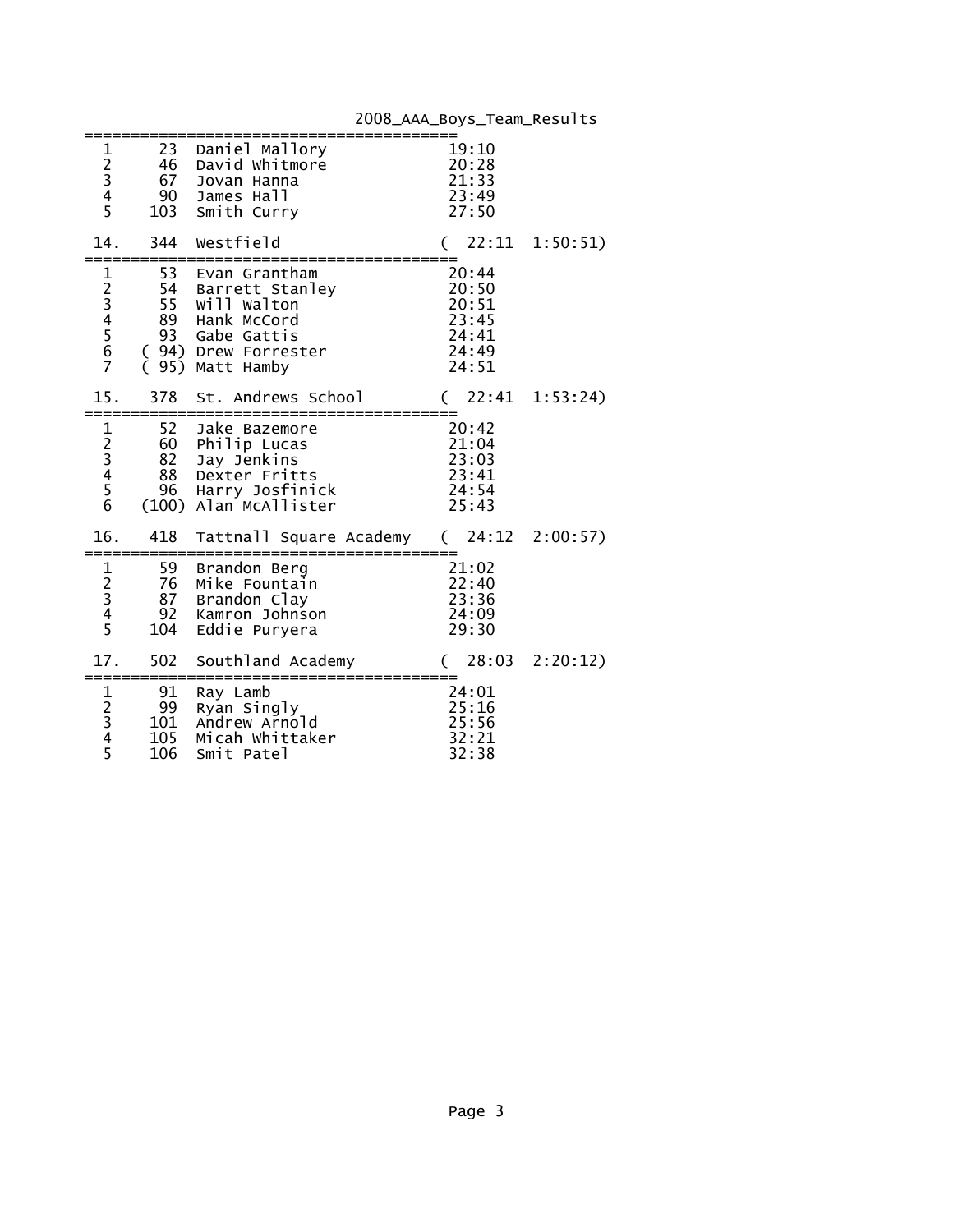2008_AAA_Boys_Team_Results

```
========================================
  1      23  Daniel Mallory              19:10
  2      46  David Whitmore              20:28
  3      67  Jovan Hanna                 21:33
  4      90  James Hall                  23:49
  5     103  Smith Curry                 27:50

 14.    344  Westfield                  (  22:11  1:50:51)
========================================
  1      53  Evan Grantham               20:44
  2      54  Barrett Stanley             20:50
  3      55  Will Walton                 20:51
  4      89  Hank McCord                 23:45
  5      93  Gabe Gattis                 24:41
  6    ( 94) Drew Forrester              24:49
  7    ( 95) Matt Hamby                  24:51

 15.    378  St. Andrews School         (  22:41  1:53:24)
========================================
  1      52  Jake Bazemore               20:42
  2      60  Philip Lucas                21:04
  3      82  Jay Jenkins                 23:03
  4      88  Dexter Fritts               23:41
  5      96  Harry Josfinick             24:54
  6    (100) Alan McAllister             25:43

 16.    418  Tattnall Square Academy    (  24:12  2:00:57)
========================================
  1      59  Brandon Berg                21:02
  2      76  Mike Fountain               22:40
  3      87  Brandon Clay                23:36
  4      92  Kamron Johnson              24:09
  5     104  Eddie Puryera               29:30

 17.    502  Southland Academy          (  28:03  2:20:12)
========================================
  1      91  Ray Lamb                    24:01
  2      99  Ryan Singly                 25:16
  3     101  Andrew Arnold               25:56
  4     105  Micah Whittaker             32:21
  5     106  Smit Patel                  32:38
```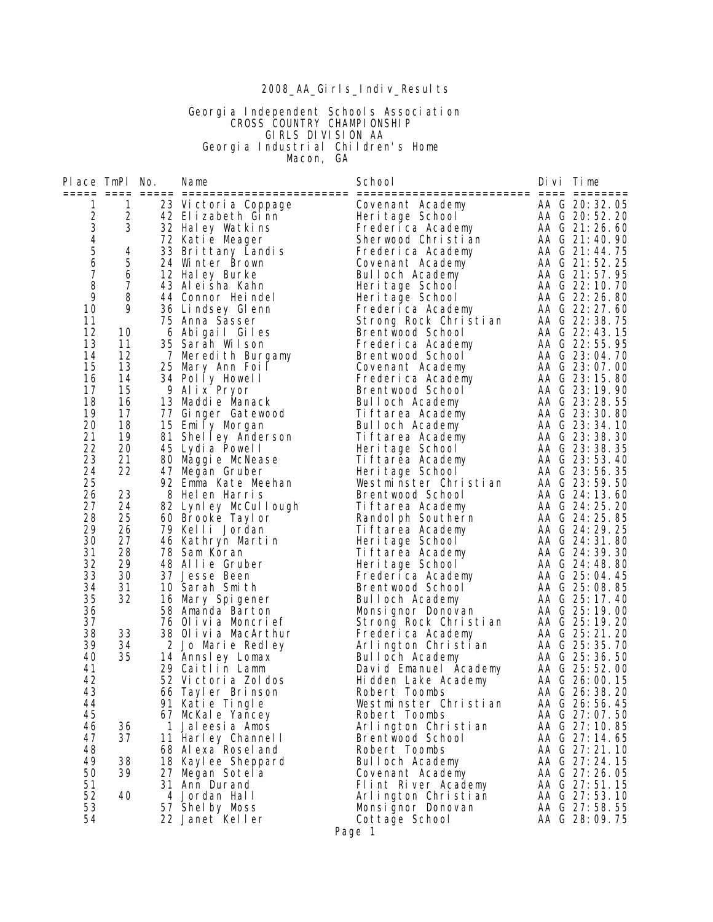# 2008_AA_Girls_Indiv_Results

Georgia Independent Schools Association
CROSS COUNTRY CHAMPIONSHIP
GIRLS DIVISION AA
Georgia Industrial Children's Home
Macon, GA

| Place | TmPl | No. | Name | School | Divi | Time |
|---|---|---|---|---|---|---|
| 1 | 1 | 23 | Victoria Coppage | Covenant Academy | AA G | 20:32.05 |
| 2 | 2 | 42 | Elizabeth Ginn | Heritage School | AA G | 20:52.20 |
| 3 | 3 | 32 | Haley Watkins | Frederica Academy | AA G | 21:26.60 |
| 4 | | 72 | Katie Meager | Sherwood Christian | AA G | 21:40.90 |
| 5 | 4 | 33 | Brittany Landis | Frederica Academy | AA G | 21:44.75 |
| 6 | 5 | 24 | Winter Brown | Covenant Academy | AA G | 21:52.25 |
| 7 | 6 | 12 | Haley Burke | Bulloch Academy | AA G | 21:57.95 |
| 8 | 7 | 43 | Aleisha Kahn | Heritage School | AA G | 22:10.70 |
| 9 | 8 | 44 | Connor Heindel | Heritage School | AA G | 22:26.80 |
| 10 | 9 | 36 | Lindsey Glenn | Frederica Academy | AA G | 22:27.60 |
| 11 | | 75 | Anna Sasser | Strong Rock Christian | AA G | 22:38.75 |
| 12 | 10 | 6 | Abigail Giles | Brentwood School | AA G | 22:43.15 |
| 13 | 11 | 35 | Sarah Wilson | Frederica Academy | AA G | 22:55.95 |
| 14 | 12 | 7 | Meredith Burgamy | Brentwood School | AA G | 23:04.70 |
| 15 | 13 | 25 | Mary Ann Foil | Covenant Academy | AA G | 23:07.00 |
| 16 | 14 | 34 | Polly Howell | Frederica Academy | AA G | 23:15.80 |
| 17 | 15 | 9 | Alix Pryor | Brentwood School | AA G | 23:19.90 |
| 18 | 16 | 13 | Maddie Manack | Bulloch Academy | AA G | 23:28.55 |
| 19 | 17 | 77 | Ginger Gatewood | Tiftarea Academy | AA G | 23:30.80 |
| 20 | 18 | 15 | Emily Morgan | Bulloch Academy | AA G | 23:34.10 |
| 21 | 19 | 81 | Shelley Anderson | Tiftarea Academy | AA G | 23:38.30 |
| 22 | 20 | 45 | Lydia Powell | Heritage School | AA G | 23:38.35 |
| 23 | 21 | 80 | Maggie McNease | Tiftarea Academy | AA G | 23:53.40 |
| 24 | 22 | 47 | Megan Gruber | Heritage School | AA G | 23:56.35 |
| 25 | | 92 | Emma Kate Meehan | Westminster Christian | AA G | 23:59.50 |
| 26 | 23 | 8 | Helen Harris | Brentwood School | AA G | 24:13.60 |
| 27 | 24 | 82 | Lynley McCullough | Tiftarea Academy | AA G | 24:25.20 |
| 28 | 25 | 60 | Brooke Taylor | Randolph Southern | AA G | 24:25.85 |
| 29 | 26 | 79 | Kelli Jordan | Tiftarea Academy | AA G | 24:29.25 |
| 30 | 27 | 46 | Kathryn Martin | Heritage School | AA G | 24:31.80 |
| 31 | 28 | 78 | Sam Koran | Tiftarea Academy | AA G | 24:39.30 |
| 32 | 29 | 48 | Allie Gruber | Heritage School | AA G | 24:48.80 |
| 33 | 30 | 37 | Jesse Been | Frederica Academy | AA G | 25:04.45 |
| 34 | 31 | 10 | Sarah Smith | Brentwood School | AA G | 25:08.85 |
| 35 | 32 | 16 | Mary Spigener | Bulloch Academy | AA G | 25:17.40 |
| 36 | | 58 | Amanda Barton | Monsignor Donovan | AA G | 25:19.00 |
| 37 | | 76 | Olivia Moncrief | Strong Rock Christian | AA G | 25:19.20 |
| 38 | 33 | 38 | Olivia MacArthur | Frederica Academy | AA G | 25:21.20 |
| 39 | 34 | 2 | Jo Marie Redley | Arlington Christian | AA G | 25:35.70 |
| 40 | 35 | 14 | Annsley Lomax | Bulloch Academy | AA G | 25:36.50 |
| 41 | | 29 | Caitlin Lamm | David Emanuel Academy | AA G | 25:52.00 |
| 42 | | 52 | Victoria Zoldos | Hidden Lake Academy | AA G | 26:00.15 |
| 43 | | 66 | Tayler Brinson | Robert Toombs | AA G | 26:38.20 |
| 44 | | 91 | Katie Tingle | Westminster Christian | AA G | 26:56.45 |
| 45 | | 67 | McKale Yancey | Robert Toombs | AA G | 27:07.50 |
| 46 | 36 | 1 | Jaleesia Amos | Arlington Christian | AA G | 27:10.85 |
| 47 | 37 | 11 | Harley Channell | Brentwood School | AA G | 27:14.65 |
| 48 | | 68 | Alexa Roseland | Robert Toombs | AA G | 27:21.10 |
| 49 | 38 | 18 | Kaylee Sheppard | Bulloch Academy | AA G | 27:24.15 |
| 50 | 39 | 27 | Megan Sotela | Covenant Academy | AA G | 27:26.05 |
| 51 | | 31 | Ann Durand | Flint River Academy | AA G | 27:51.15 |
| 52 | 40 | 4 | Jordan Hall | Arlington Christian | AA G | 27:53.10 |
| 53 | | 57 | Shelby Moss | Monsignor Donovan | AA G | 27:58.55 |
| 54 | | 22 | Janet Keller | Cottage School | AA G | 28:09.75 |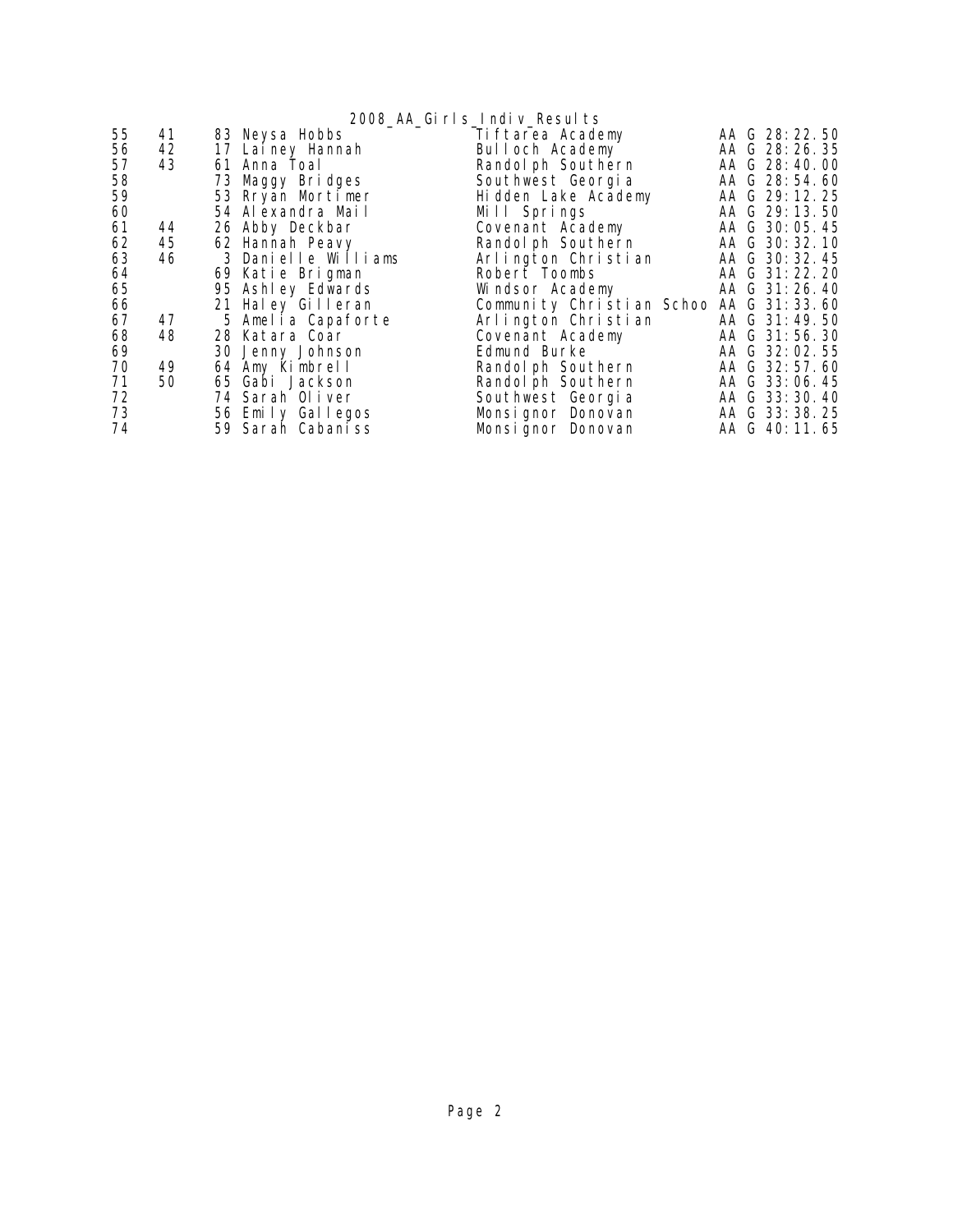# 2008_AA_Girls_Indiv_Results

| | | | | | |
|---|---|---|---|---|---|
| 55 | 41 | 83 | Neysa Hobbs | Tiftarea Academy | AA G 28:22.50 |
| 56 | 42 | 17 | Lainey Hannah | Bulloch Academy | AA G 28:26.35 |
| 57 | 43 | 61 | Anna Toal | Randolph Southern | AA G 28:40.00 |
| 58 | | 73 | Maggy Bridges | Southwest Georgia | AA G 28:54.60 |
| 59 | | 53 | Rryan Mortimer | Hidden Lake Academy | AA G 29:12.25 |
| 60 | | 54 | Alexandra Mail | Mill Springs | AA G 29:13.50 |
| 61 | 44 | 26 | Abby Deckbar | Covenant Academy | AA G 30:05.45 |
| 62 | 45 | 62 | Hannah Peavy | Randolph Southern | AA G 30:32.10 |
| 63 | 46 | 3 | Danielle Williams | Arlington Christian | AA G 30:32.45 |
| 64 | | 69 | Katie Brigman | Robert Toombs | AA G 31:22.20 |
| 65 | | 95 | Ashley Edwards | Windsor Academy | AA G 31:26.40 |
| 66 | | 21 | Haley Gilleran | Community Christian Schoo | AA G 31:33.60 |
| 67 | 47 | 5 | Amelia Capaforte | Arlington Christian | AA G 31:49.50 |
| 68 | 48 | 28 | Katara Coar | Covenant Academy | AA G 31:56.30 |
| 69 | | 30 | Jenny Johnson | Edmund Burke | AA G 32:02.55 |
| 70 | 49 | 64 | Amy Kimbrell | Randolph Southern | AA G 32:57.60 |
| 71 | 50 | 65 | Gabi Jackson | Randolph Southern | AA G 33:06.45 |
| 72 | | 74 | Sarah Oliver | Southwest Georgia | AA G 33:30.40 |
| 73 | | 56 | Emily Gallegos | Monsignor Donovan | AA G 33:38.25 |
| 74 | | 59 | Sarah Cabaniss | Monsignor Donovan | AA G 40:11.65 |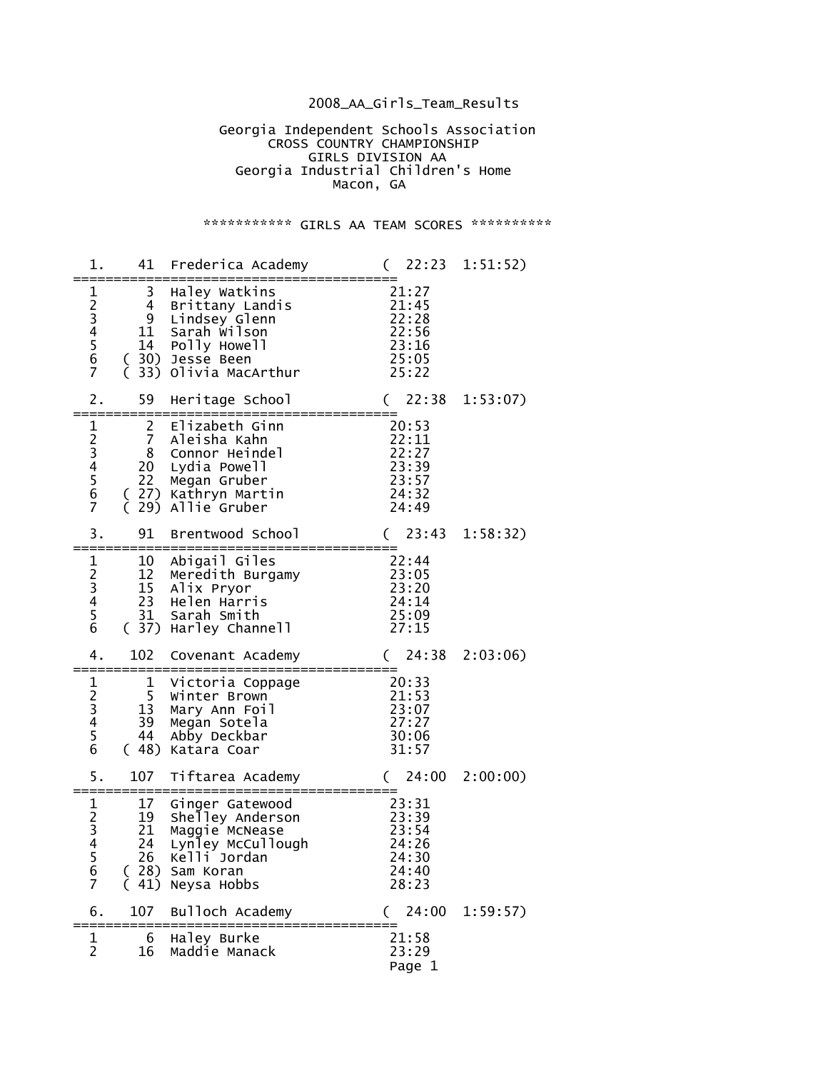2008_AA_Girls_Team_Results

Georgia Independent Schools Association
CROSS COUNTRY CHAMPIONSHIP
GIRLS DIVISION AA
Georgia Industrial Children's Home
Macon, GA

*********** GIRLS AA TEAM SCORES **********

```
  1.    41  Frederica Academy         (  22:23  1:51:52)
========================================
  1      3  Haley Watkins             21:27
  2      4  Brittany Landis           21:45
  3      9  Lindsey Glenn             22:28
  4     11  Sarah Wilson              22:56
  5     14  Polly Howell              23:16
  6   ( 30) Jesse Been                25:05
  7   ( 33) Olivia MacArthur          25:22

  2.    59  Heritage School           (  22:38  1:53:07)
========================================
  1      2  Elizabeth Ginn            20:53
  2      7  Aleisha Kahn              22:11
  3      8  Connor Heindel            22:27
  4     20  Lydia Powell              23:39
  5     22  Megan Gruber              23:57
  6   ( 27) Kathryn Martin            24:32
  7   ( 29) Allie Gruber              24:49

  3.    91  Brentwood School          (  23:43  1:58:32)
========================================
  1     10  Abigail Giles             22:44
  2     12  Meredith Burgamy          23:05
  3     15  Alix Pryor                23:20
  4     23  Helen Harris              24:14
  5     31  Sarah Smith               25:09
  6   ( 37) Harley Channell           27:15

  4.   102  Covenant Academy          (  24:38  2:03:06)
========================================
  1      1  Victoria Coppage          20:33
  2      5  Winter Brown              21:53
  3     13  Mary Ann Foil             23:07
  4     39  Megan Sotela              27:27
  5     44  Abby Deckbar              30:06
  6   ( 48) Katara Coar               31:57

  5.   107  Tiftarea Academy          (  24:00  2:00:00)
========================================
  1     17  Ginger Gatewood           23:31
  2     19  Shelley Anderson          23:39
  3     21  Maggie McNease            23:54
  4     24  Lynley McCullough         24:26
  5     26  Kelli Jordan              24:30
  6   ( 28) Sam Koran                 24:40
  7   ( 41) Neysa Hobbs               28:23

  6.   107  Bulloch Academy           (  24:00  1:59:57)
========================================
  1      6  Haley Burke               21:58
  2     16  Maddie Manack             23:29
```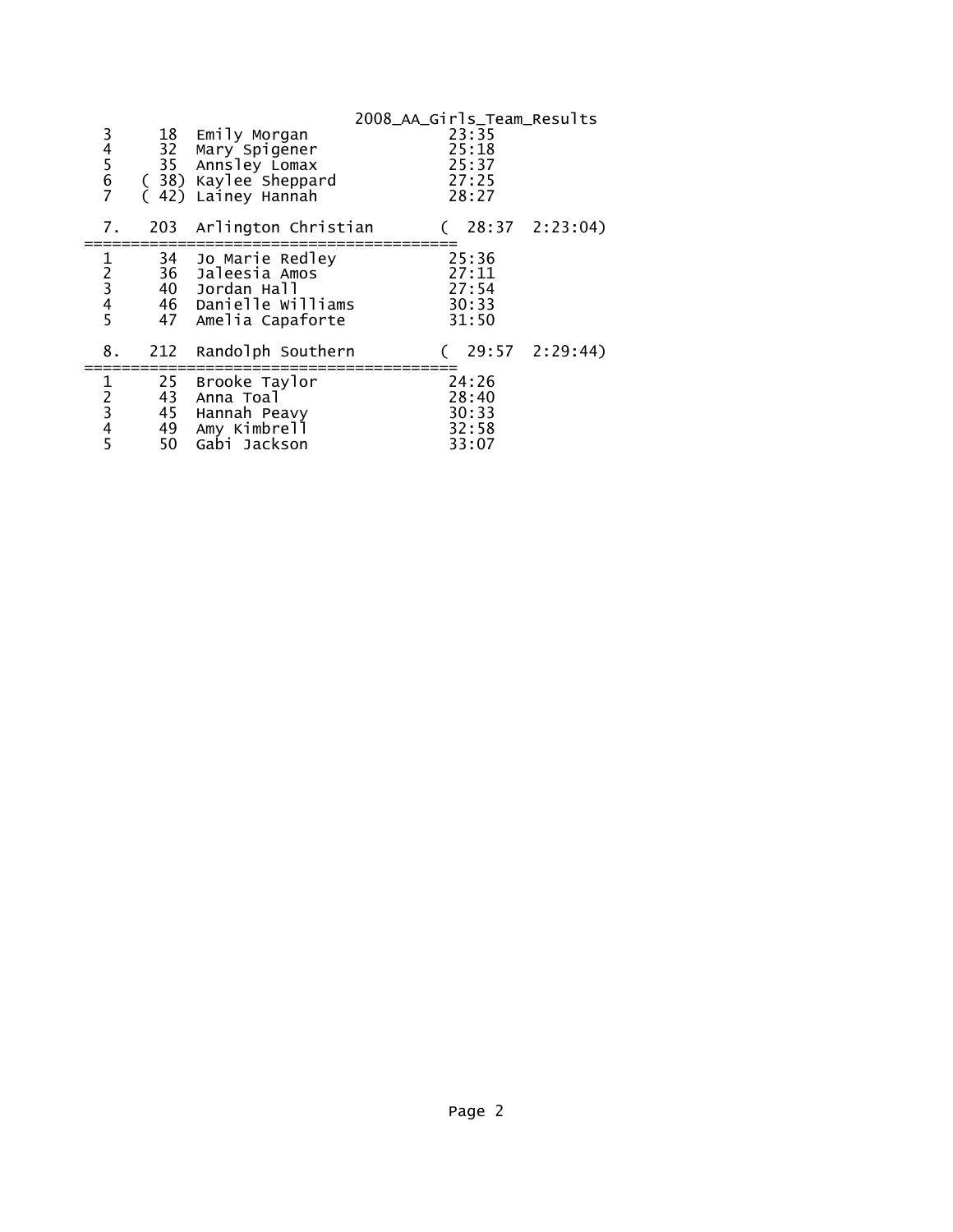```
  3      18  Emily Morgan              23:35
  4      32  Mary Spigener             25:18
  5      35  Annsley Lomax             25:37
  6    ( 38) Kaylee Sheppard           27:25
  7    ( 42) Lainey Hannah             28:27

  7.    203  Arlington Christian       (  28:37  2:23:04)
=======================================
  1      34  Jo Marie Redley           25:36
  2      36  Jaleesia Amos             27:11
  3      40  Jordan Hall               27:54
  4      46  Danielle Williams         30:33
  5      47  Amelia Capaforte          31:50

  8.    212  Randolph Southern         (  29:57  2:29:44)
=======================================
  1      25  Brooke Taylor             24:26
  2      43  Anna Toal                 28:40
  3      45  Hannah Peavy              30:33
  4      49  Amy Kimbrell              32:58
  5      50  Gabi Jackson              33:07
```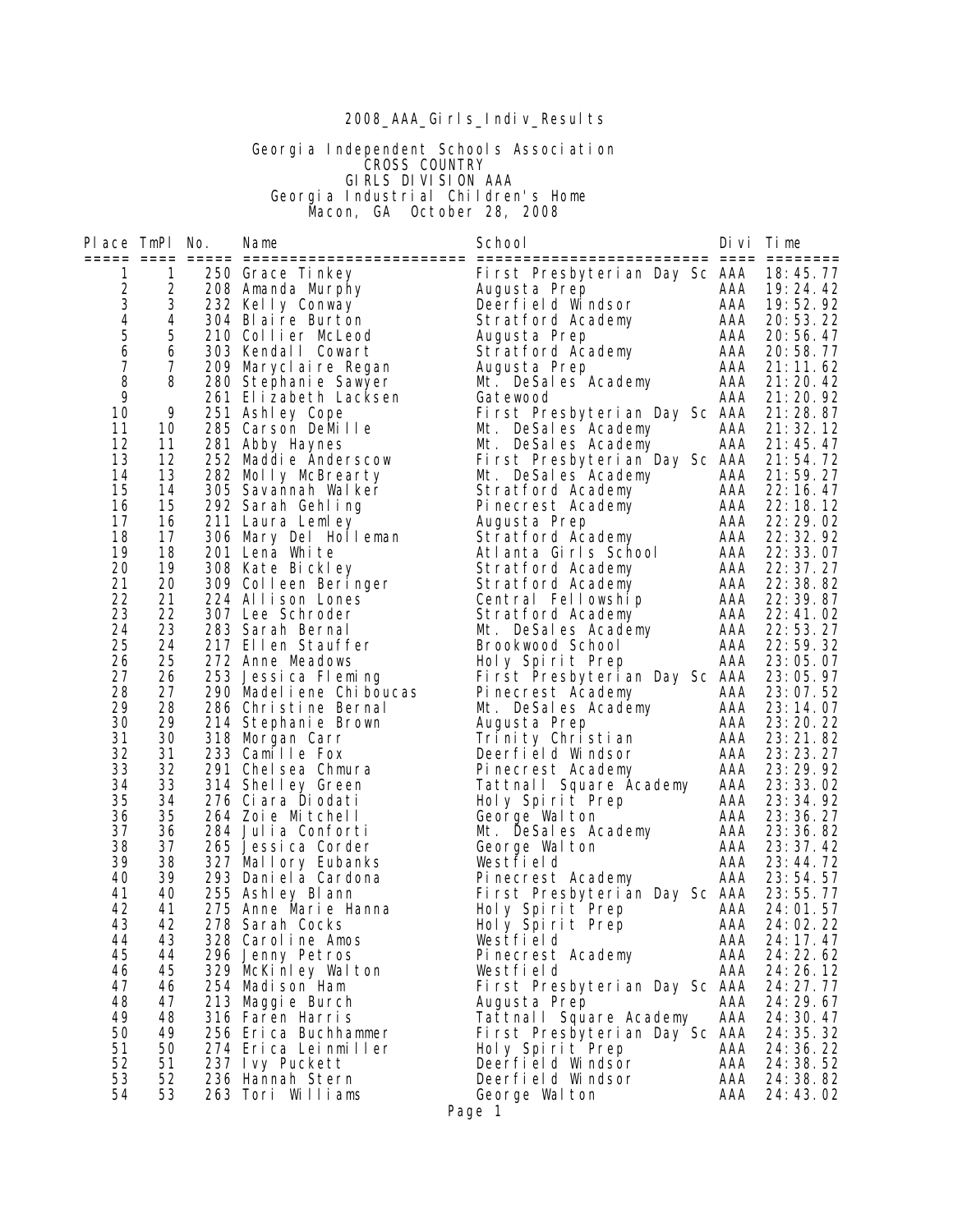# 2008_AAA_Girls_Indiv_Results

## Georgia Independent Schools Association
## CROSS COUNTRY
## GIRLS DIVISION AAA
### Georgia Industrial Children's Home
### Macon, GA October 28, 2008

| Place | TmPl | No. | Name | School | Divi | Time |
|---|---|---|---|---|---|---|
| 1 | 1 | 250 | Grace Tinkey | First Presbyterian Day Sc | AAA | 18:45.77 |
| 2 | 2 | 208 | Amanda Murphy | Augusta Prep | AAA | 19:24.42 |
| 3 | 3 | 232 | Kelly Conway | Deerfield Windsor | AAA | 19:52.92 |
| 4 | 4 | 304 | Blaire Burton | Stratford Academy | AAA | 20:53.22 |
| 5 | 5 | 210 | Collier McLeod | Augusta Prep | AAA | 20:56.47 |
| 6 | 6 | 303 | Kendall Cowart | Stratford Academy | AAA | 20:58.77 |
| 7 | 7 | 209 | Maryclaire Regan | Augusta Prep | AAA | 21:11.62 |
| 8 | 8 | 280 | Stephanie Sawyer | Mt. DeSales Academy | AAA | 21:20.42 |
| 9 | | 261 | Elizabeth Lacksen | Gatewood | AAA | 21:20.92 |
| 10 | 9 | 251 | Ashley Cope | First Presbyterian Day Sc | AAA | 21:28.87 |
| 11 | 10 | 285 | Carson DeMille | Mt. DeSales Academy | AAA | 21:32.12 |
| 12 | 11 | 281 | Abby Haynes | Mt. DeSales Academy | AAA | 21:45.47 |
| 13 | 12 | 252 | Maddie Anderscow | First Presbyterian Day Sc | AAA | 21:54.72 |
| 14 | 13 | 282 | Molly McBrearty | Mt. DeSales Academy | AAA | 21:59.27 |
| 15 | 14 | 305 | Savannah Walker | Stratford Academy | AAA | 22:16.47 |
| 16 | 15 | 292 | Sarah Gehling | Pinecrest Academy | AAA | 22:18.12 |
| 17 | 16 | 211 | Laura Lemley | Augusta Prep | AAA | 22:29.02 |
| 18 | 17 | 306 | Mary Del Holleman | Stratford Academy | AAA | 22:32.92 |
| 19 | 18 | 201 | Lena White | Atlanta Girls School | AAA | 22:33.07 |
| 20 | 19 | 308 | Kate Bickley | Stratford Academy | AAA | 22:37.27 |
| 21 | 20 | 309 | Colleen Beringer | Stratford Academy | AAA | 22:38.82 |
| 22 | 21 | 224 | Allison Lones | Central Fellowship | AAA | 22:39.87 |
| 23 | 22 | 307 | Lee Schroder | Stratford Academy | AAA | 22:41.02 |
| 24 | 23 | 283 | Sarah Bernal | Mt. DeSales Academy | AAA | 22:53.27 |
| 25 | 24 | 217 | Ellen Stauffer | Brookwood School | AAA | 22:59.32 |
| 26 | 25 | 272 | Anne Meadows | Holy Spirit Prep | AAA | 23:05.07 |
| 27 | 26 | 253 | Jessica Fleming | First Presbyterian Day Sc | AAA | 23:05.97 |
| 28 | 27 | 290 | Madeliene Chiboucas | Pinecrest Academy | AAA | 23:07.52 |
| 29 | 28 | 286 | Christine Bernal | Mt. DeSales Academy | AAA | 23:14.07 |
| 30 | 29 | 214 | Stephanie Brown | Augusta Prep | AAA | 23:20.22 |
| 31 | 30 | 318 | Morgan Carr | Trinity Christian | AAA | 23:21.82 |
| 32 | 31 | 233 | Camille Fox | Deerfield Windsor | AAA | 23:23.27 |
| 33 | 32 | 291 | Chelsea Chmura | Pinecrest Academy | AAA | 23:29.92 |
| 34 | 33 | 314 | Shelley Green | Tattnall Square Academy | AAA | 23:33.02 |
| 35 | 34 | 276 | Ciara Diodati | Holy Spirit Prep | AAA | 23:34.92 |
| 36 | 35 | 264 | Zoie Mitchell | George Walton | AAA | 23:36.27 |
| 37 | 36 | 284 | Julia Conforti | Mt. DeSales Academy | AAA | 23:36.82 |
| 38 | 37 | 265 | Jessica Corder | George Walton | AAA | 23:37.42 |
| 39 | 38 | 327 | Mallory Eubanks | Westfield | AAA | 23:44.72 |
| 40 | 39 | 293 | Daniela Cardona | Pinecrest Academy | AAA | 23:54.57 |
| 41 | 40 | 255 | Ashley Blann | First Presbyterian Day Sc | AAA | 23:55.77 |
| 42 | 41 | 275 | Anne Marie Hanna | Holy Spirit Prep | AAA | 24:01.57 |
| 43 | 42 | 278 | Sarah Cocks | Holy Spirit Prep | AAA | 24:02.22 |
| 44 | 43 | 328 | Caroline Amos | Westfield | AAA | 24:17.47 |
| 45 | 44 | 296 | Jenny Petros | Pinecrest Academy | AAA | 24:22.62 |
| 46 | 45 | 329 | McKinley Walton | Westfield | AAA | 24:26.12 |
| 47 | 46 | 254 | Madison Ham | First Presbyterian Day Sc | AAA | 24:27.77 |
| 48 | 47 | 213 | Maggie Burch | Augusta Prep | AAA | 24:29.67 |
| 49 | 48 | 316 | Faren Harris | Tattnall Square Academy | AAA | 24:30.47 |
| 50 | 49 | 256 | Erica Buchhammer | First Presbyterian Day Sc | AAA | 24:35.32 |
| 51 | 50 | 274 | Erica Leinmiller | Holy Spirit Prep | AAA | 24:36.22 |
| 52 | 51 | 237 | Ivy Puckett | Deerfield Windsor | AAA | 24:38.52 |
| 53 | 52 | 236 | Hannah Stern | Deerfield Windsor | AAA | 24:38.82 |
| 54 | 53 | 263 | Tori Williams | George Walton | AAA | 24:43.02 |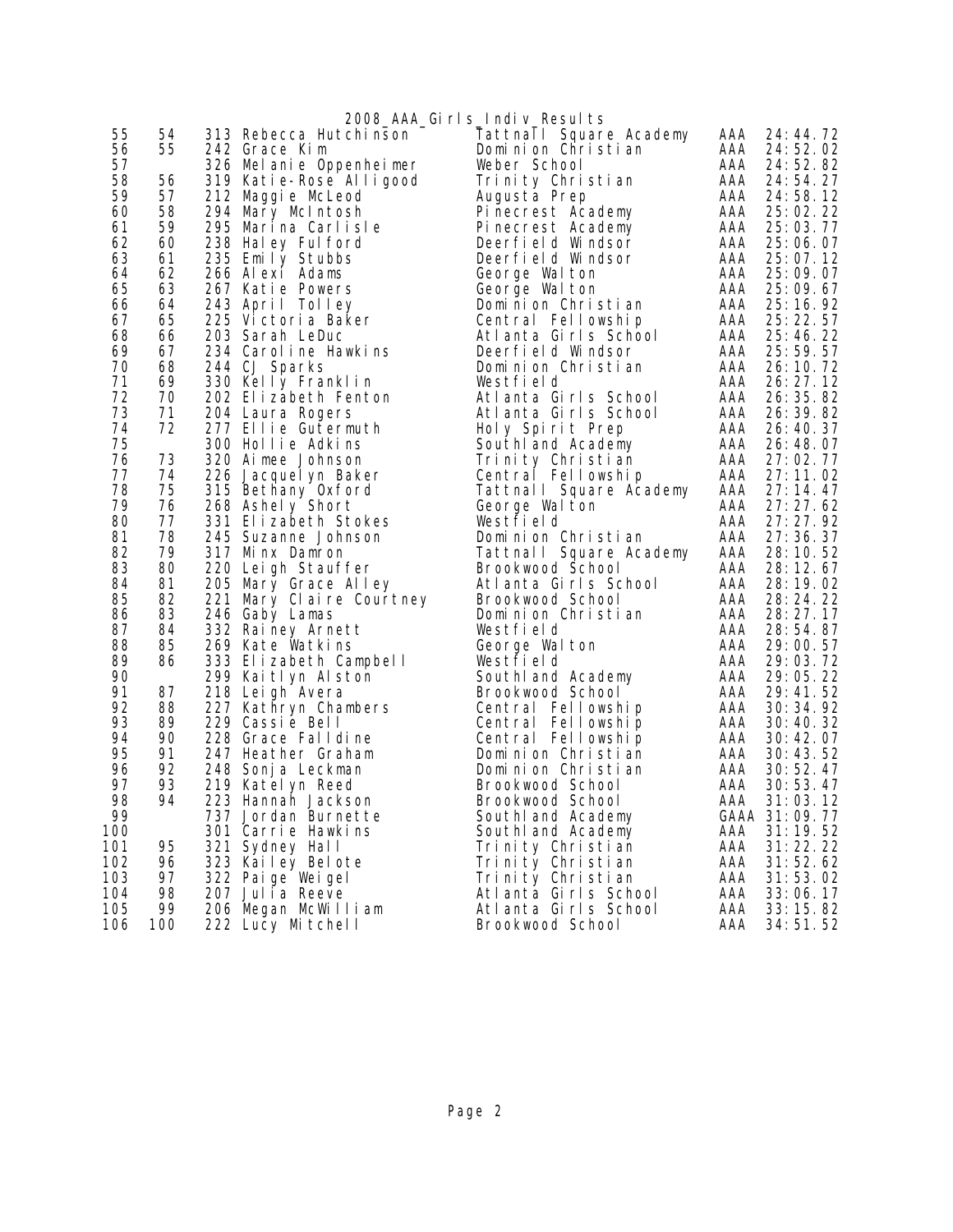2008_AAA_Girls_Indiv_Results

| | | | | | | |
|---|---|---|---|---|---|---|
| 55 | 54 | 313 | Rebecca Hutchinson | Tattnall Square Academy | AAA | 24:44.72 |
| 56 | 55 | 242 | Grace Kim | Dominion Christian | AAA | 24:52.02 |
| 57 | | 326 | Melanie Oppenheimer | Weber School | AAA | 24:52.82 |
| 58 | 56 | 319 | Katie-Rose Alligood | Trinity Christian | AAA | 24:54.27 |
| 59 | 57 | 212 | Maggie McLeod | Augusta Prep | AAA | 24:58.12 |
| 60 | 58 | 294 | Mary McIntosh | Pinecrest Academy | AAA | 25:02.22 |
| 61 | 59 | 295 | Marina Carlisle | Pinecrest Academy | AAA | 25:03.77 |
| 62 | 60 | 238 | Haley Fulford | Deerfield Windsor | AAA | 25:06.07 |
| 63 | 61 | 235 | Emily Stubbs | Deerfield Windsor | AAA | 25:07.12 |
| 64 | 62 | 266 | Alexi Adams | George Walton | AAA | 25:09.07 |
| 65 | 63 | 267 | Katie Powers | George Walton | AAA | 25:09.67 |
| 66 | 64 | 243 | April Tolley | Dominion Christian | AAA | 25:16.92 |
| 67 | 65 | 225 | Victoria Baker | Central Fellowship | AAA | 25:22.57 |
| 68 | 66 | 203 | Sarah LeDuc | Atlanta Girls School | AAA | 25:46.22 |
| 69 | 67 | 234 | Caroline Hawkins | Deerfield Windsor | AAA | 25:59.57 |
| 70 | 68 | 244 | CJ Sparks | Dominion Christian | AAA | 26:10.72 |
| 71 | 69 | 330 | Kelly Franklin | Westfield | AAA | 26:27.12 |
| 72 | 70 | 202 | Elizabeth Fenton | Atlanta Girls School | AAA | 26:35.82 |
| 73 | 71 | 204 | Laura Rogers | Atlanta Girls School | AAA | 26:39.82 |
| 74 | 72 | 277 | Ellie Gutermuth | Holy Spirit Prep | AAA | 26:40.37 |
| 75 | | 300 | Hollie Adkins | Southland Academy | AAA | 26:48.07 |
| 76 | 73 | 320 | Aimee Johnson | Trinity Christian | AAA | 27:02.77 |
| 77 | 74 | 226 | Jacquelyn Baker | Central Fellowship | AAA | 27:11.02 |
| 78 | 75 | 315 | Bethany Oxford | Tattnall Square Academy | AAA | 27:14.47 |
| 79 | 76 | 268 | Ashely Short | George Walton | AAA | 27:27.62 |
| 80 | 77 | 331 | Elizabeth Stokes | Westfield | AAA | 27:27.92 |
| 81 | 78 | 245 | Suzanne Johnson | Dominion Christian | AAA | 27:36.37 |
| 82 | 79 | 317 | Minx Damron | Tattnall Square Academy | AAA | 28:10.52 |
| 83 | 80 | 220 | Leigh Stauffer | Brookwood School | AAA | 28:12.67 |
| 84 | 81 | 205 | Mary Grace Alley | Atlanta Girls School | AAA | 28:19.02 |
| 85 | 82 | 221 | Mary Claire Courtney | Brookwood School | AAA | 28:24.22 |
| 86 | 83 | 246 | Gaby Lamas | Dominion Christian | AAA | 28:27.17 |
| 87 | 84 | 332 | Rainey Arnett | Westfield | AAA | 28:54.87 |
| 88 | 85 | 269 | Kate Watkins | George Walton | AAA | 29:00.57 |
| 89 | 86 | 333 | Elizabeth Campbell | Westfield | AAA | 29:03.72 |
| 90 | | 299 | Kaitlyn Alston | Southland Academy | AAA | 29:05.22 |
| 91 | 87 | 218 | Leigh Avera | Brookwood School | AAA | 29:41.52 |
| 92 | 88 | 227 | Kathryn Chambers | Central Fellowship | AAA | 30:34.92 |
| 93 | 89 | 229 | Cassie Bell | Central Fellowship | AAA | 30:40.32 |
| 94 | 90 | 228 | Grace Falldine | Central Fellowship | AAA | 30:42.07 |
| 95 | 91 | 247 | Heather Graham | Dominion Christian | AAA | 30:43.52 |
| 96 | 92 | 248 | Sonja Leckman | Dominion Christian | AAA | 30:52.47 |
| 97 | 93 | 219 | Katelyn Reed | Brookwood School | AAA | 30:53.47 |
| 98 | 94 | 223 | Hannah Jackson | Brookwood School | AAA | 31:03.12 |
| 99 | | 737 | Jordan Burnette | Southland Academy | GAAA | 31:09.77 |
| 100 | | 301 | Carrie Hawkins | Southland Academy | AAA | 31:19.52 |
| 101 | 95 | 321 | Sydney Hall | Trinity Christian | AAA | 31:22.22 |
| 102 | 96 | 323 | Kailey Belote | Trinity Christian | AAA | 31:52.62 |
| 103 | 97 | 322 | Paige Weigel | Trinity Christian | AAA | 31:53.02 |
| 104 | 98 | 207 | Julia Reeve | Atlanta Girls School | AAA | 33:06.17 |
| 105 | 99 | 206 | Megan McWilliam | Atlanta Girls School | AAA | 33:15.82 |
| 106 | 100 | 222 | Lucy Mitchell | Brookwood School | AAA | 34:51.52 |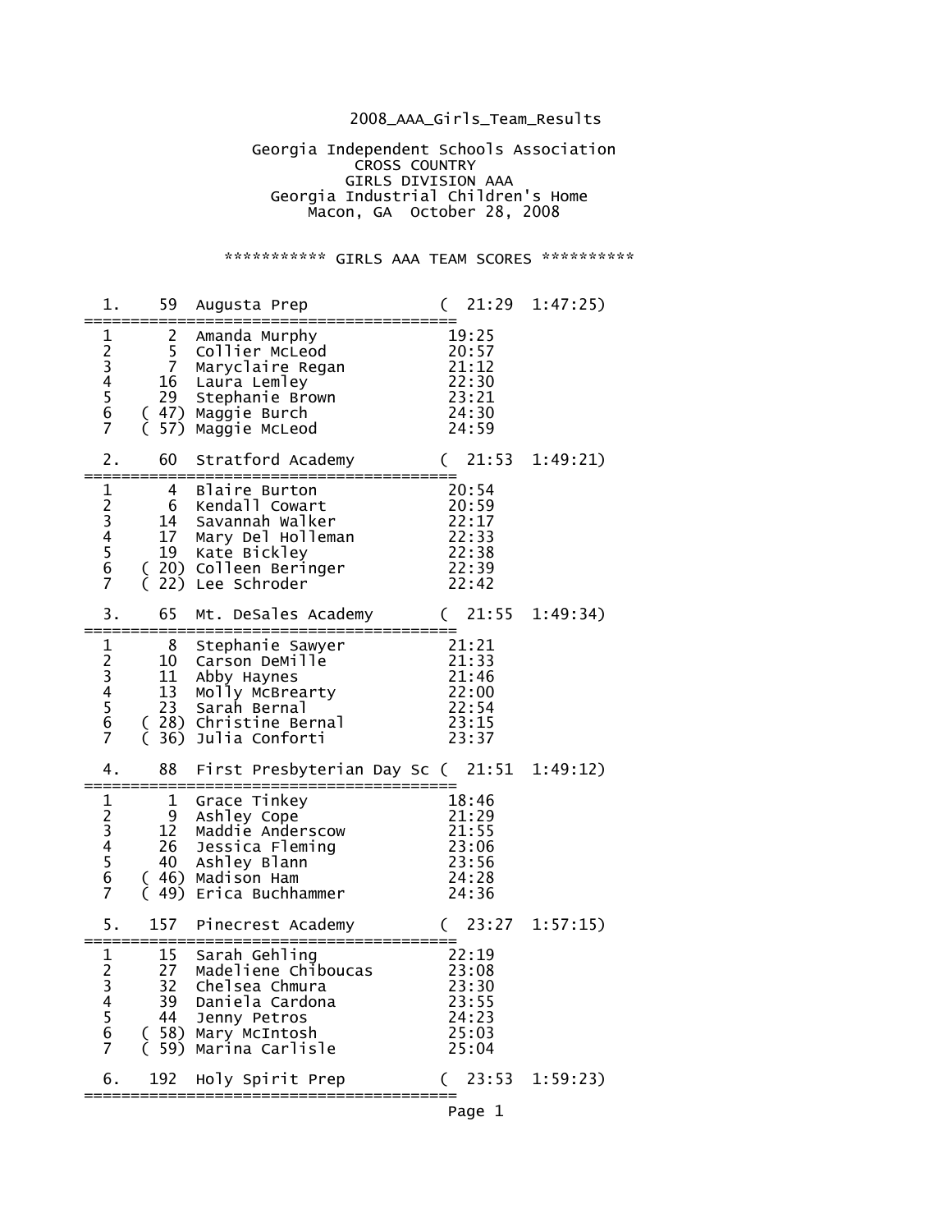2008_AAA_Girls_Team_Results

Georgia Independent Schools Association
CROSS COUNTRY
GIRLS DIVISION AAA
Georgia Industrial Children's Home
Macon, GA October 28, 2008

*********** GIRLS AAA TEAM SCORES **********

```
  1.    59  Augusta Prep              (  21:29  1:47:25)
=========================================
  1       2  Amanda Murphy             19:25
  2       5  Collier McLeod            20:57
  3       7  Maryclaire Regan          21:12
  4      16  Laura Lemley              22:30
  5      29  Stephanie Brown           23:21
  6    ( 47) Maggie Burch              24:30
  7    ( 57) Maggie McLeod             24:59

  2.    60  Stratford Academy         (  21:53  1:49:21)
=========================================
  1       4  Blaire Burton             20:54
  2       6  Kendall Cowart            20:59
  3      14  Savannah Walker           22:17
  4      17  Mary Del Holleman         22:33
  5      19  Kate Bickley              22:38
  6    ( 20) Colleen Beringer          22:39
  7    ( 22) Lee Schroder              22:42

  3.    65  Mt. DeSales Academy       (  21:55  1:49:34)
=========================================
  1       8  Stephanie Sawyer          21:21
  2      10  Carson DeMille            21:33
  3      11  Abby Haynes               21:46
  4      13  Molly McBrearty           22:00
  5      23  Sarah Bernal              22:54
  6    ( 28) Christine Bernal          23:15
  7    ( 36) Julia Conforti            23:37

  4.    88  First Presbyterian Day Sc (  21:51  1:49:12)
=========================================
  1       1  Grace Tinkey              18:46
  2       9  Ashley Cope               21:29
  3      12  Maddie Anderscow          21:55
  4      26  Jessica Fleming           23:06
  5      40  Ashley Blann              23:56
  6    ( 46) Madison Ham               24:28
  7    ( 49) Erica Buchhammer          24:36

  5.   157  Pinecrest Academy         (  23:27  1:57:15)
=========================================
  1      15  Sarah Gehling             22:19
  2      27  Madeliene Chiboucas       23:08
  3      32  Chelsea Chmura            23:30
  4      39  Daniela Cardona           23:55
  5      44  Jenny Petros              24:23
  6    ( 58) Mary McIntosh             25:03
  7    ( 59) Marina Carlisle           25:04

  6.   192  Holy Spirit Prep          (  23:53  1:59:23)
=========================================
```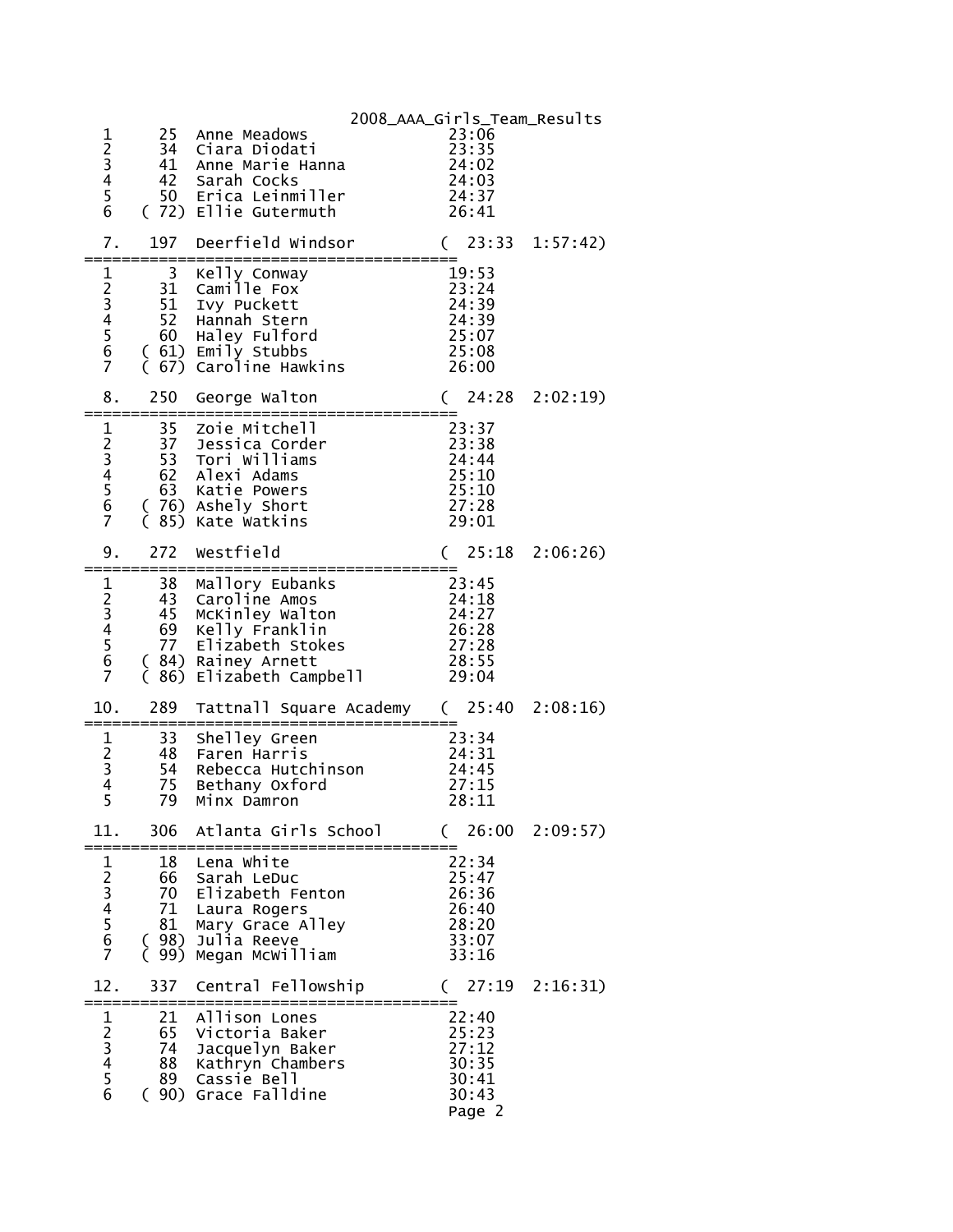2008_AAA_Girls_Team_Results

```
  1       25  Anne Meadows              23:06
  2       34  Ciara Diodati             23:35
  3       41  Anne Marie Hanna          24:02
  4       42  Sarah Cocks               24:03
  5       50  Erica Leinmiller          24:37
  6     ( 72) Ellie Gutermuth           26:41

  7.     197  Deerfield Windsor        (  23:33  1:57:42)
=========================================
  1        3  Kelly Conway              19:53
  2       31  Camille Fox               23:24
  3       51  Ivy Puckett               24:39
  4       52  Hannah Stern              24:39
  5       60  Haley Fulford             25:07
  6     ( 61) Emily Stubbs              25:08
  7     ( 67) Caroline Hawkins          26:00

  8.     250  George Walton            (  24:28  2:02:19)
=========================================
  1       35  Zoie Mitchell             23:37
  2       37  Jessica Corder            23:38
  3       53  Tori Williams             24:44
  4       62  Alexi Adams               25:10
  5       63  Katie Powers              25:10
  6     ( 76) Ashely Short              27:28
  7     ( 85) Kate Watkins              29:01

  9.     272  Westfield                (  25:18  2:06:26)
=========================================
  1       38  Mallory Eubanks           23:45
  2       43  Caroline Amos             24:18
  3       45  McKinley Walton           24:27
  4       69  Kelly Franklin            26:28
  5       77  Elizabeth Stokes          27:28
  6     ( 84) Rainey Arnett             28:55
  7     ( 86) Elizabeth Campbell        29:04

 10.     289  Tattnall Square Academy  (  25:40  2:08:16)
=========================================
  1       33  Shelley Green             23:34
  2       48  Faren Harris              24:31
  3       54  Rebecca Hutchinson        24:45
  4       75  Bethany Oxford            27:15
  5       79  Minx Damron               28:11

 11.     306  Atlanta Girls School     (  26:00  2:09:57)
=========================================
  1       18  Lena White                22:34
  2       66  Sarah LeDuc               25:47
  3       70  Elizabeth Fenton          26:36
  4       71  Laura Rogers              26:40
  5       81  Mary Grace Alley          28:20
  6     ( 98) Julia Reeve               33:07
  7     ( 99) Megan McWilliam           33:16

 12.     337  Central Fellowship       (  27:19  2:16:31)
=========================================
  1       21  Allison Lones             22:40
  2       65  Victoria Baker            25:23
  3       74  Jacquelyn Baker           27:12
  4       88  Kathryn Chambers          30:35
  5       89  Cassie Bell               30:41
  6     ( 90) Grace Falldine            30:43
```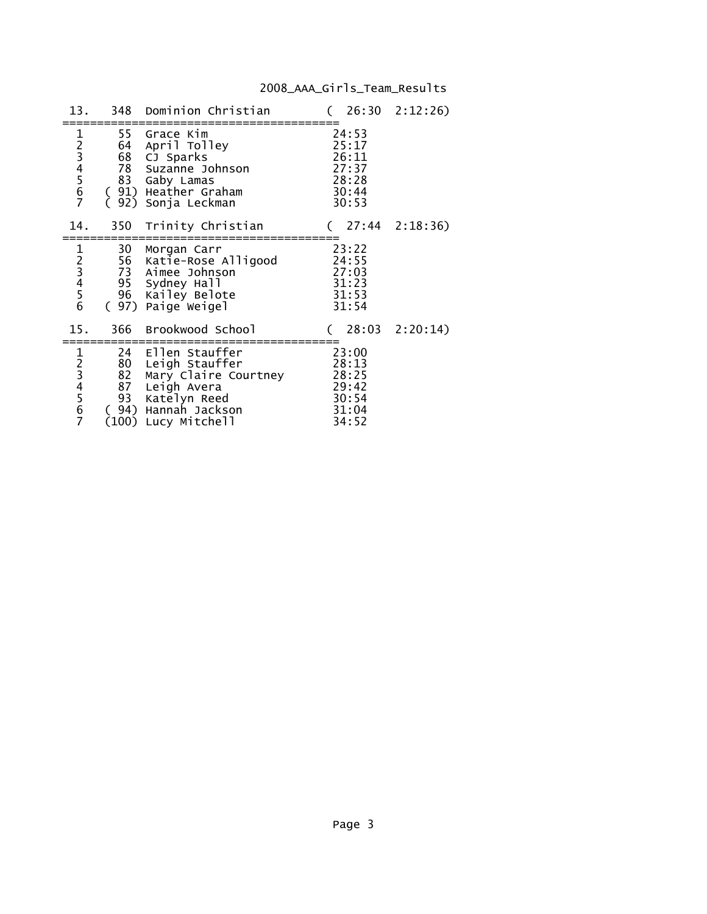| 13. | 348 | Dominion Christian | ( 26:30 | 2:12:26) |
|---|---|---|---|---|
| 1 | 55 | Grace Kim | 24:53 | |
| 2 | 64 | April Tolley | 25:17 | |
| 3 | 68 | CJ Sparks | 26:11 | |
| 4 | 78 | Suzanne Johnson | 27:37 | |
| 5 | 83 | Gaby Lamas | 28:28 | |
| 6 | ( 91) | Heather Graham | 30:44 | |
| 7 | ( 92) | Sonja Leckman | 30:53 | |

| 14. | 350 | Trinity Christian | ( 27:44 | 2:18:36) |
|---|---|---|---|---|
| 1 | 30 | Morgan Carr | 23:22 | |
| 2 | 56 | Katie-Rose Alligood | 24:55 | |
| 3 | 73 | Aimee Johnson | 27:03 | |
| 4 | 95 | Sydney Hall | 31:23 | |
| 5 | 96 | Kailey Belote | 31:53 | |
| 6 | ( 97) | Paige Weigel | 31:54 | |

| 15. | 366 | Brookwood School | ( 28:03 | 2:20:14) |
|---|---|---|---|---|
| 1 | 24 | Ellen Stauffer | 23:00 | |
| 2 | 80 | Leigh Stauffer | 28:13 | |
| 3 | 82 | Mary Claire Courtney | 28:25 | |
| 4 | 87 | Leigh Avera | 29:42 | |
| 5 | 93 | Katelyn Reed | 30:54 | |
| 6 | ( 94) | Hannah Jackson | 31:04 | |
| 7 | (100) | Lucy Mitchell | 34:52 | |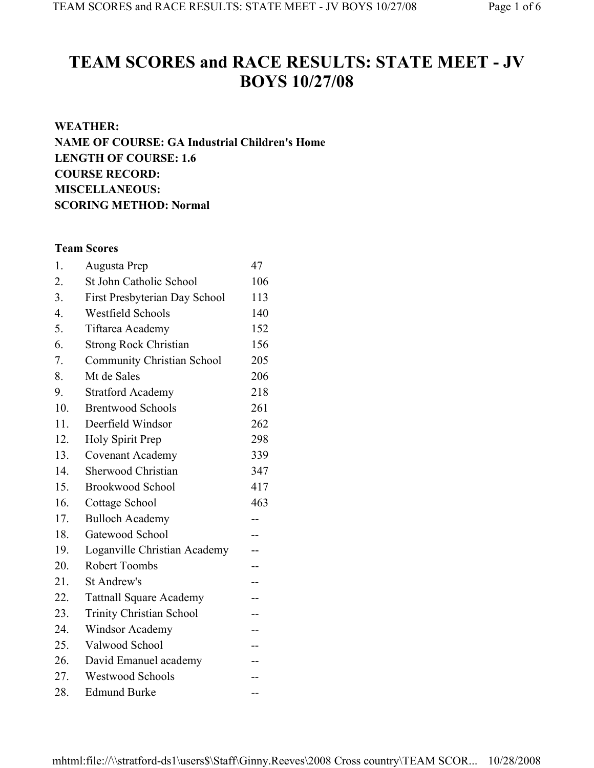# TEAM SCORES and RACE RESULTS: STATE MEET - JV BOYS 10/27/08

**WEATHER:**
**NAME OF COURSE: GA Industrial Children's Home**
**LENGTH OF COURSE: 1.6**
**COURSE RECORD:**
**MISCELLANEOUS:**
**SCORING METHOD: Normal**

**Team Scores**

| | | |
|---|---|---|
| 1. | Augusta Prep | 47 |
| 2. | St John Catholic School | 106 |
| 3. | First Presbyterian Day School | 113 |
| 4. | Westfield Schools | 140 |
| 5. | Tiftarea Academy | 152 |
| 6. | Strong Rock Christian | 156 |
| 7. | Community Christian School | 205 |
| 8. | Mt de Sales | 206 |
| 9. | Stratford Academy | 218 |
| 10. | Brentwood Schools | 261 |
| 11. | Deerfield Windsor | 262 |
| 12. | Holy Spirit Prep | 298 |
| 13. | Covenant Academy | 339 |
| 14. | Sherwood Christian | 347 |
| 15. | Brookwood School | 417 |
| 16. | Cottage School | 463 |
| 17. | Bulloch Academy | -- |
| 18. | Gatewood School | -- |
| 19. | Loganville Christian Academy | -- |
| 20. | Robert Toombs | -- |
| 21. | St Andrew's | -- |
| 22. | Tattnall Square Academy | -- |
| 23. | Trinity Christian School | -- |
| 24. | Windsor Academy | -- |
| 25. | Valwood School | -- |
| 26. | David Emanuel academy | -- |
| 27. | Westwood Schools | -- |
| 28. | Edmund Burke | -- |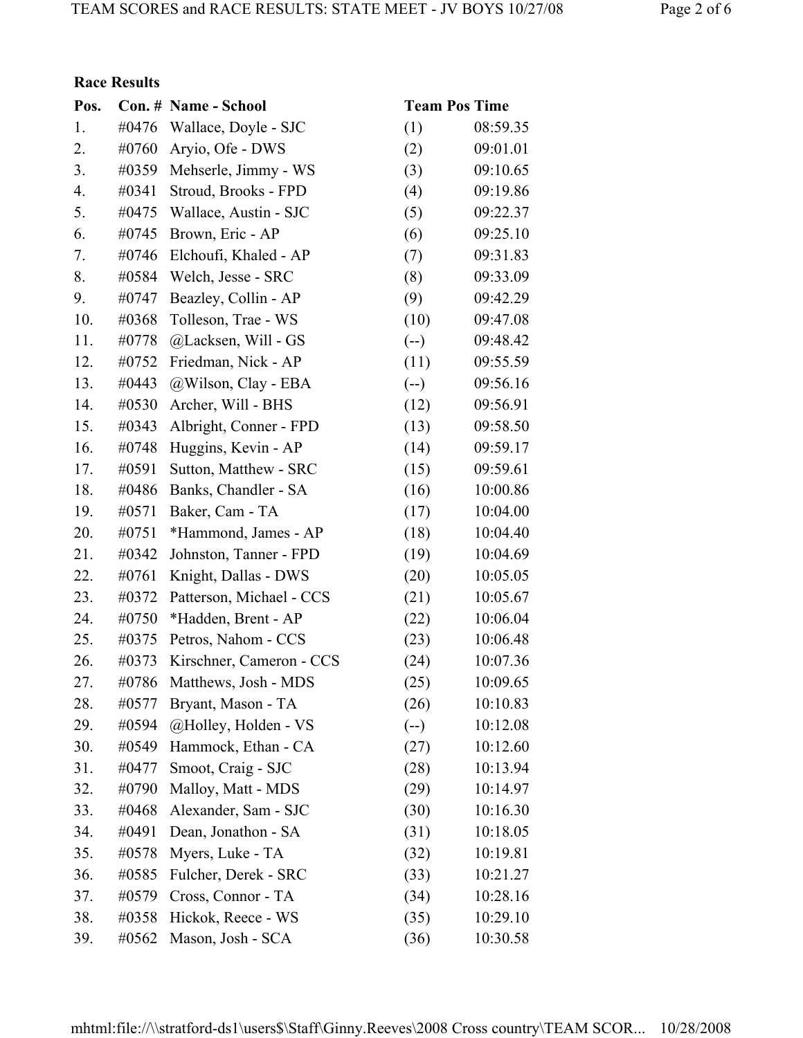**Race Results**

| Pos. | Con. # | Name - School | Team Pos | Time |
| --- | --- | --- | --- | --- |
| 1. | #0476 | Wallace, Doyle - SJC | (1) | 08:59.35 |
| 2. | #0760 | Aryio, Ofe - DWS | (2) | 09:01.01 |
| 3. | #0359 | Mehserle, Jimmy - WS | (3) | 09:10.65 |
| 4. | #0341 | Stroud, Brooks - FPD | (4) | 09:19.86 |
| 5. | #0475 | Wallace, Austin - SJC | (5) | 09:22.37 |
| 6. | #0745 | Brown, Eric - AP | (6) | 09:25.10 |
| 7. | #0746 | Elchoufi, Khaled - AP | (7) | 09:31.83 |
| 8. | #0584 | Welch, Jesse - SRC | (8) | 09:33.09 |
| 9. | #0747 | Beazley, Collin - AP | (9) | 09:42.29 |
| 10. | #0368 | Tolleson, Trae - WS | (10) | 09:47.08 |
| 11. | #0778 | @Lacksen, Will - GS | (--) | 09:48.42 |
| 12. | #0752 | Friedman, Nick - AP | (11) | 09:55.59 |
| 13. | #0443 | @Wilson, Clay - EBA | (--) | 09:56.16 |
| 14. | #0530 | Archer, Will - BHS | (12) | 09:56.91 |
| 15. | #0343 | Albright, Conner - FPD | (13) | 09:58.50 |
| 16. | #0748 | Huggins, Kevin - AP | (14) | 09:59.17 |
| 17. | #0591 | Sutton, Matthew - SRC | (15) | 09:59.61 |
| 18. | #0486 | Banks, Chandler - SA | (16) | 10:00.86 |
| 19. | #0571 | Baker, Cam - TA | (17) | 10:04.00 |
| 20. | #0751 | *Hammond, James - AP | (18) | 10:04.40 |
| 21. | #0342 | Johnston, Tanner - FPD | (19) | 10:04.69 |
| 22. | #0761 | Knight, Dallas - DWS | (20) | 10:05.05 |
| 23. | #0372 | Patterson, Michael - CCS | (21) | 10:05.67 |
| 24. | #0750 | *Hadden, Brent - AP | (22) | 10:06.04 |
| 25. | #0375 | Petros, Nahom - CCS | (23) | 10:06.48 |
| 26. | #0373 | Kirschner, Cameron - CCS | (24) | 10:07.36 |
| 27. | #0786 | Matthews, Josh - MDS | (25) | 10:09.65 |
| 28. | #0577 | Bryant, Mason - TA | (26) | 10:10.83 |
| 29. | #0594 | @Holley, Holden - VS | (--) | 10:12.08 |
| 30. | #0549 | Hammock, Ethan - CA | (27) | 10:12.60 |
| 31. | #0477 | Smoot, Craig - SJC | (28) | 10:13.94 |
| 32. | #0790 | Malloy, Matt - MDS | (29) | 10:14.97 |
| 33. | #0468 | Alexander, Sam - SJC | (30) | 10:16.30 |
| 34. | #0491 | Dean, Jonathon - SA | (31) | 10:18.05 |
| 35. | #0578 | Myers, Luke - TA | (32) | 10:19.81 |
| 36. | #0585 | Fulcher, Derek - SRC | (33) | 10:21.27 |
| 37. | #0579 | Cross, Connor - TA | (34) | 10:28.16 |
| 38. | #0358 | Hickok, Reece - WS | (35) | 10:29.10 |
| 39. | #0562 | Mason, Josh - SCA | (36) | 10:30.58 |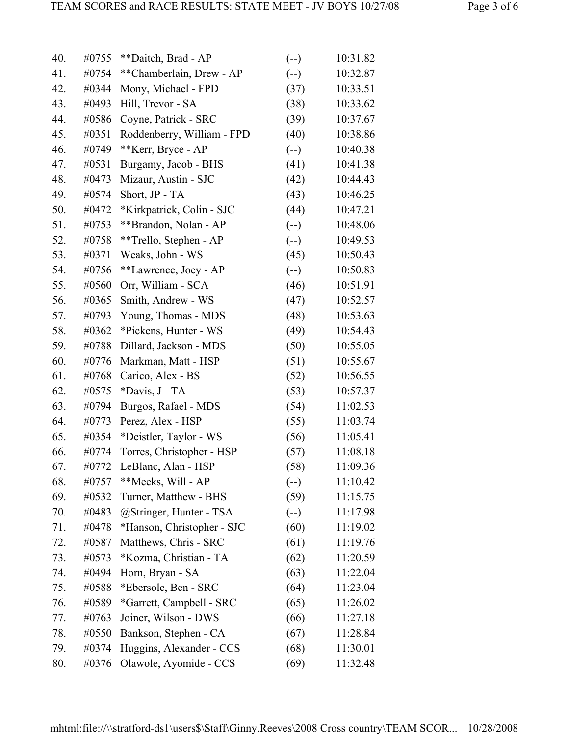| Place | Bib | Name - School | Team Pts | Time |
|---|---|---|---|---|
| 40. | #0755 | **Daitch, Brad - AP | (--) | 10:31.82 |
| 41. | #0754 | **Chamberlain, Drew - AP | (--) | 10:32.87 |
| 42. | #0344 | Mony, Michael - FPD | (37) | 10:33.51 |
| 43. | #0493 | Hill, Trevor - SA | (38) | 10:33.62 |
| 44. | #0586 | Coyne, Patrick - SRC | (39) | 10:37.67 |
| 45. | #0351 | Roddenberry, William - FPD | (40) | 10:38.86 |
| 46. | #0749 | **Kerr, Bryce - AP | (--) | 10:40.38 |
| 47. | #0531 | Burgamy, Jacob - BHS | (41) | 10:41.38 |
| 48. | #0473 | Mizaur, Austin - SJC | (42) | 10:44.43 |
| 49. | #0574 | Short, JP - TA | (43) | 10:46.25 |
| 50. | #0472 | *Kirkpatrick, Colin - SJC | (44) | 10:47.21 |
| 51. | #0753 | **Brandon, Nolan - AP | (--) | 10:48.06 |
| 52. | #0758 | **Trello, Stephen - AP | (--) | 10:49.53 |
| 53. | #0371 | Weaks, John - WS | (45) | 10:50.43 |
| 54. | #0756 | **Lawrence, Joey - AP | (--) | 10:50.83 |
| 55. | #0560 | Orr, William - SCA | (46) | 10:51.91 |
| 56. | #0365 | Smith, Andrew - WS | (47) | 10:52.57 |
| 57. | #0793 | Young, Thomas - MDS | (48) | 10:53.63 |
| 58. | #0362 | *Pickens, Hunter - WS | (49) | 10:54.43 |
| 59. | #0788 | Dillard, Jackson - MDS | (50) | 10:55.05 |
| 60. | #0776 | Markman, Matt - HSP | (51) | 10:55.67 |
| 61. | #0768 | Carico, Alex - BS | (52) | 10:56.55 |
| 62. | #0575 | *Davis, J - TA | (53) | 10:57.37 |
| 63. | #0794 | Burgos, Rafael - MDS | (54) | 11:02.53 |
| 64. | #0773 | Perez, Alex - HSP | (55) | 11:03.74 |
| 65. | #0354 | *Deistler, Taylor - WS | (56) | 11:05.41 |
| 66. | #0774 | Torres, Christopher - HSP | (57) | 11:08.18 |
| 67. | #0772 | LeBlanc, Alan - HSP | (58) | 11:09.36 |
| 68. | #0757 | **Meeks, Will - AP | (--) | 11:10.42 |
| 69. | #0532 | Turner, Matthew - BHS | (59) | 11:15.75 |
| 70. | #0483 | @Stringer, Hunter - TSA | (--) | 11:17.98 |
| 71. | #0478 | *Hanson, Christopher - SJC | (60) | 11:19.02 |
| 72. | #0587 | Matthews, Chris - SRC | (61) | 11:19.76 |
| 73. | #0573 | *Kozma, Christian - TA | (62) | 11:20.59 |
| 74. | #0494 | Horn, Bryan - SA | (63) | 11:22.04 |
| 75. | #0588 | *Ebersole, Ben - SRC | (64) | 11:23.04 |
| 76. | #0589 | *Garrett, Campbell - SRC | (65) | 11:26.02 |
| 77. | #0763 | Joiner, Wilson - DWS | (66) | 11:27.18 |
| 78. | #0550 | Bankson, Stephen - CA | (67) | 11:28.84 |
| 79. | #0374 | Huggins, Alexander - CCS | (68) | 11:30.01 |
| 80. | #0376 | Olawole, Ayomide - CCS | (69) | 11:32.48 |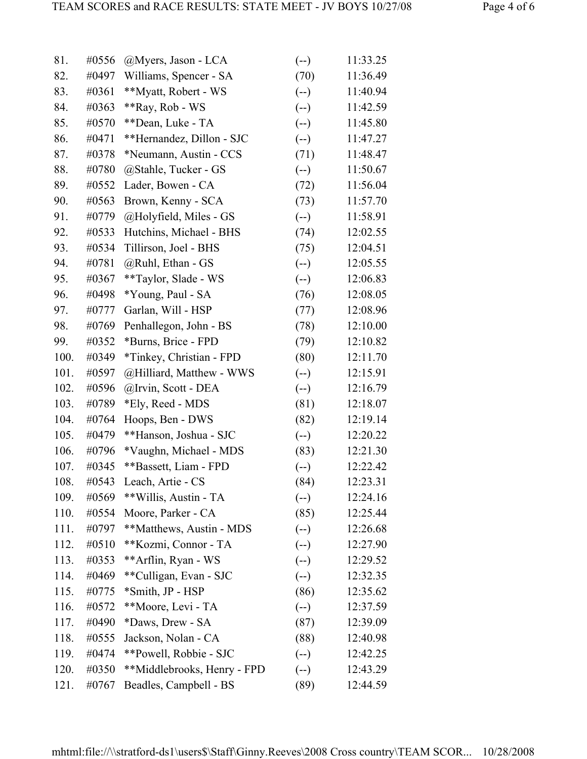| | | | | |
|---|---|---|---|---|
| 81. | #0556 | @Myers, Jason - LCA | (--) | 11:33.25 |
| 82. | #0497 | Williams, Spencer - SA | (70) | 11:36.49 |
| 83. | #0361 | **Myatt, Robert - WS | (--) | 11:40.94 |
| 84. | #0363 | **Ray, Rob - WS | (--) | 11:42.59 |
| 85. | #0570 | **Dean, Luke - TA | (--) | 11:45.80 |
| 86. | #0471 | **Hernandez, Dillon - SJC | (--) | 11:47.27 |
| 87. | #0378 | *Neumann, Austin - CCS | (71) | 11:48.47 |
| 88. | #0780 | @Stahle, Tucker - GS | (--) | 11:50.67 |
| 89. | #0552 | Lader, Bowen - CA | (72) | 11:56.04 |
| 90. | #0563 | Brown, Kenny - SCA | (73) | 11:57.70 |
| 91. | #0779 | @Holyfield, Miles - GS | (--) | 11:58.91 |
| 92. | #0533 | Hutchins, Michael - BHS | (74) | 12:02.55 |
| 93. | #0534 | Tillirson, Joel - BHS | (75) | 12:04.51 |
| 94. | #0781 | @Ruhl, Ethan - GS | (--) | 12:05.55 |
| 95. | #0367 | **Taylor, Slade - WS | (--) | 12:06.83 |
| 96. | #0498 | *Young, Paul - SA | (76) | 12:08.05 |
| 97. | #0777 | Garlan, Will - HSP | (77) | 12:08.96 |
| 98. | #0769 | Penhallegon, John - BS | (78) | 12:10.00 |
| 99. | #0352 | *Burns, Brice - FPD | (79) | 12:10.82 |
| 100. | #0349 | *Tinkey, Christian - FPD | (80) | 12:11.70 |
| 101. | #0597 | @Hilliard, Matthew - WWS | (--) | 12:15.91 |
| 102. | #0596 | @Irvin, Scott - DEA | (--) | 12:16.79 |
| 103. | #0789 | *Ely, Reed - MDS | (81) | 12:18.07 |
| 104. | #0764 | Hoops, Ben - DWS | (82) | 12:19.14 |
| 105. | #0479 | **Hanson, Joshua - SJC | (--) | 12:20.22 |
| 106. | #0796 | *Vaughn, Michael - MDS | (83) | 12:21.30 |
| 107. | #0345 | **Bassett, Liam - FPD | (--) | 12:22.42 |
| 108. | #0543 | Leach, Artie - CS | (84) | 12:23.31 |
| 109. | #0569 | **Willis, Austin - TA | (--) | 12:24.16 |
| 110. | #0554 | Moore, Parker - CA | (85) | 12:25.44 |
| 111. | #0797 | **Matthews, Austin - MDS | (--) | 12:26.68 |
| 112. | #0510 | **Kozmi, Connor - TA | (--) | 12:27.90 |
| 113. | #0353 | **Arflin, Ryan - WS | (--) | 12:29.52 |
| 114. | #0469 | **Culligan, Evan - SJC | (--) | 12:32.35 |
| 115. | #0775 | *Smith, JP - HSP | (86) | 12:35.62 |
| 116. | #0572 | **Moore, Levi - TA | (--) | 12:37.59 |
| 117. | #0490 | *Daws, Drew - SA | (87) | 12:39.09 |
| 118. | #0555 | Jackson, Nolan - CA | (88) | 12:40.98 |
| 119. | #0474 | **Powell, Robbie - SJC | (--) | 12:42.25 |
| 120. | #0350 | **Middlebrooks, Henry - FPD | (--) | 12:43.29 |
| 121. | #0767 | Beadles, Campbell - BS | (89) | 12:44.59 |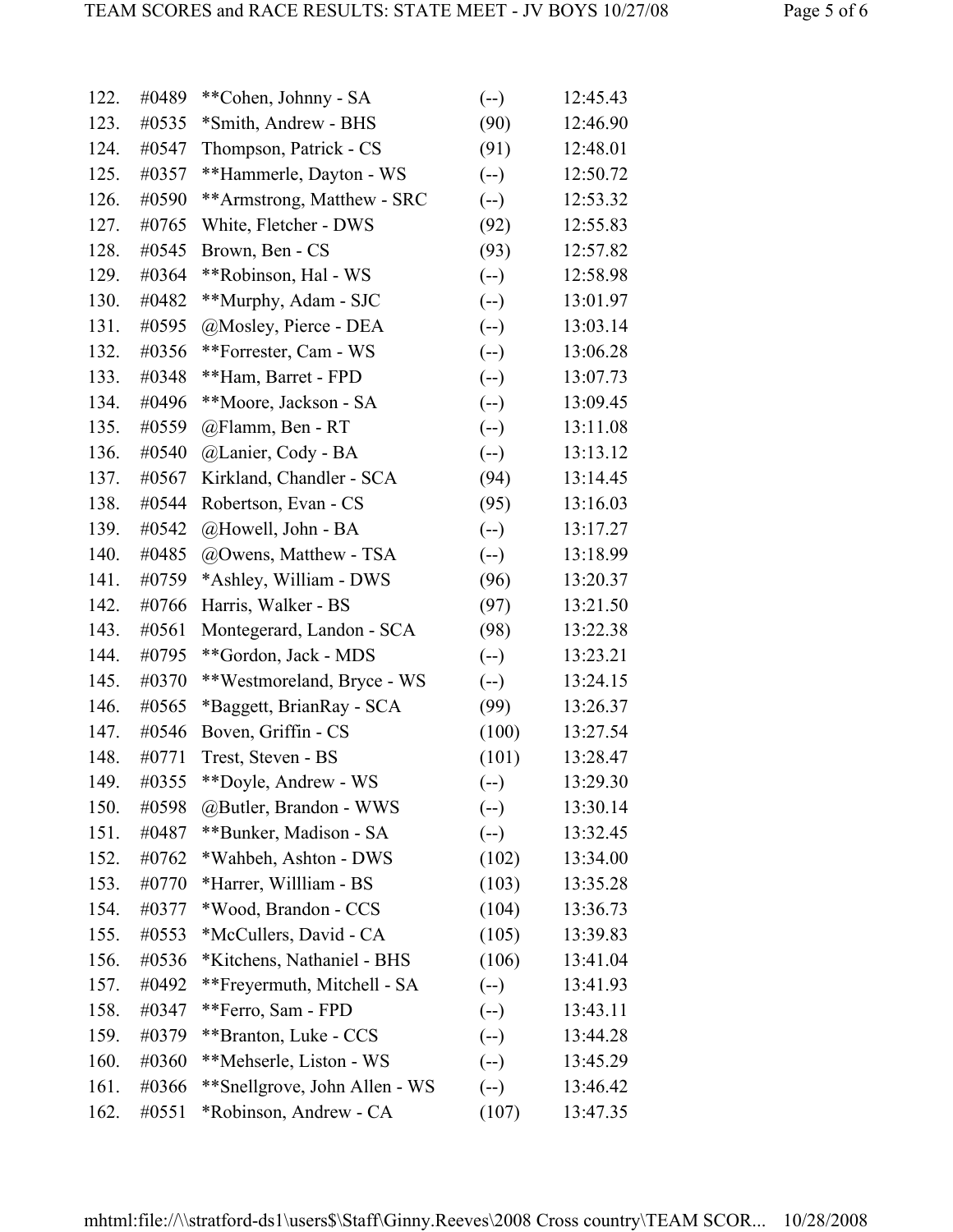| | | | | |
|---|---|---|---|---|
| 122. | #0489 | **Cohen, Johnny - SA | (--) | 12:45.43 |
| 123. | #0535 | *Smith, Andrew - BHS | (90) | 12:46.90 |
| 124. | #0547 | Thompson, Patrick - CS | (91) | 12:48.01 |
| 125. | #0357 | **Hammerle, Dayton - WS | (--) | 12:50.72 |
| 126. | #0590 | **Armstrong, Matthew - SRC | (--) | 12:53.32 |
| 127. | #0765 | White, Fletcher - DWS | (92) | 12:55.83 |
| 128. | #0545 | Brown, Ben - CS | (93) | 12:57.82 |
| 129. | #0364 | **Robinson, Hal - WS | (--) | 12:58.98 |
| 130. | #0482 | **Murphy, Adam - SJC | (--) | 13:01.97 |
| 131. | #0595 | @Mosley, Pierce - DEA | (--) | 13:03.14 |
| 132. | #0356 | **Forrester, Cam - WS | (--) | 13:06.28 |
| 133. | #0348 | **Ham, Barret - FPD | (--) | 13:07.73 |
| 134. | #0496 | **Moore, Jackson - SA | (--) | 13:09.45 |
| 135. | #0559 | @Flamm, Ben - RT | (--) | 13:11.08 |
| 136. | #0540 | @Lanier, Cody - BA | (--) | 13:13.12 |
| 137. | #0567 | Kirkland, Chandler - SCA | (94) | 13:14.45 |
| 138. | #0544 | Robertson, Evan - CS | (95) | 13:16.03 |
| 139. | #0542 | @Howell, John - BA | (--) | 13:17.27 |
| 140. | #0485 | @Owens, Matthew - TSA | (--) | 13:18.99 |
| 141. | #0759 | *Ashley, William - DWS | (96) | 13:20.37 |
| 142. | #0766 | Harris, Walker - BS | (97) | 13:21.50 |
| 143. | #0561 | Montegerard, Landon - SCA | (98) | 13:22.38 |
| 144. | #0795 | **Gordon, Jack - MDS | (--) | 13:23.21 |
| 145. | #0370 | **Westmoreland, Bryce - WS | (--) | 13:24.15 |
| 146. | #0565 | *Baggett, BrianRay - SCA | (99) | 13:26.37 |
| 147. | #0546 | Boven, Griffin - CS | (100) | 13:27.54 |
| 148. | #0771 | Trest, Steven - BS | (101) | 13:28.47 |
| 149. | #0355 | **Doyle, Andrew - WS | (--) | 13:29.30 |
| 150. | #0598 | @Butler, Brandon - WWS | (--) | 13:30.14 |
| 151. | #0487 | **Bunker, Madison - SA | (--) | 13:32.45 |
| 152. | #0762 | *Wahbeh, Ashton - DWS | (102) | 13:34.00 |
| 153. | #0770 | *Harrer, Willliam - BS | (103) | 13:35.28 |
| 154. | #0377 | *Wood, Brandon - CCS | (104) | 13:36.73 |
| 155. | #0553 | *McCullers, David - CA | (105) | 13:39.83 |
| 156. | #0536 | *Kitchens, Nathaniel - BHS | (106) | 13:41.04 |
| 157. | #0492 | **Freyermuth, Mitchell - SA | (--) | 13:41.93 |
| 158. | #0347 | **Ferro, Sam - FPD | (--) | 13:43.11 |
| 159. | #0379 | **Branton, Luke - CCS | (--) | 13:44.28 |
| 160. | #0360 | **Mehserle, Liston - WS | (--) | 13:45.29 |
| 161. | #0366 | **Snellgrove, John Allen - WS | (--) | 13:46.42 |
| 162. | #0551 | *Robinson, Andrew - CA | (107) | 13:47.35 |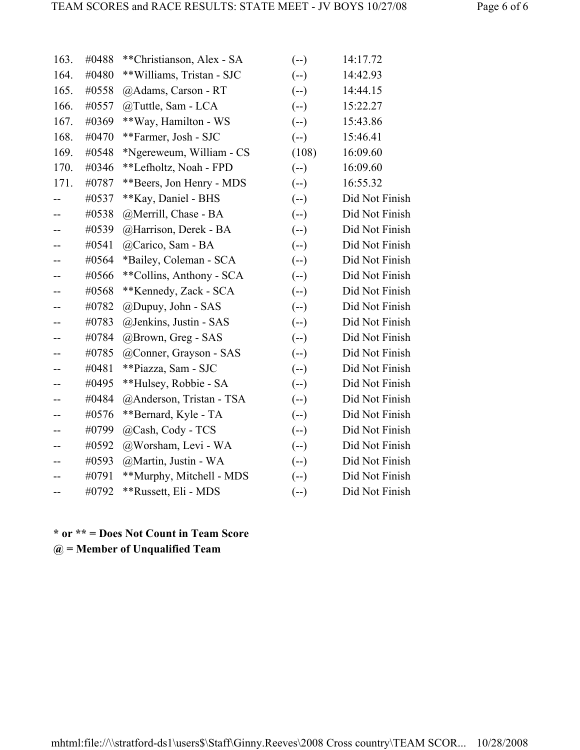| | | | | |
|---|---|---|---|---|
| 163. | #0488 | **Christianson, Alex - SA | (--) | 14:17.72 |
| 164. | #0480 | **Williams, Tristan - SJC | (--) | 14:42.93 |
| 165. | #0558 | @Adams, Carson - RT | (--) | 14:44.15 |
| 166. | #0557 | @Tuttle, Sam - LCA | (--) | 15:22.27 |
| 167. | #0369 | **Way, Hamilton - WS | (--) | 15:43.86 |
| 168. | #0470 | **Farmer, Josh - SJC | (--) | 15:46.41 |
| 169. | #0548 | *Ngereweum, William - CS | (108) | 16:09.60 |
| 170. | #0346 | **Lefholtz, Noah - FPD | (--) | 16:09.60 |
| 171. | #0787 | **Beers, Jon Henry - MDS | (--) | 16:55.32 |
| -- | #0537 | **Kay, Daniel - BHS | (--) | Did Not Finish |
| -- | #0538 | @Merrill, Chase - BA | (--) | Did Not Finish |
| -- | #0539 | @Harrison, Derek - BA | (--) | Did Not Finish |
| -- | #0541 | @Carico, Sam - BA | (--) | Did Not Finish |
| -- | #0564 | *Bailey, Coleman - SCA | (--) | Did Not Finish |
| -- | #0566 | **Collins, Anthony - SCA | (--) | Did Not Finish |
| -- | #0568 | **Kennedy, Zack - SCA | (--) | Did Not Finish |
| -- | #0782 | @Dupuy, John - SAS | (--) | Did Not Finish |
| -- | #0783 | @Jenkins, Justin - SAS | (--) | Did Not Finish |
| -- | #0784 | @Brown, Greg - SAS | (--) | Did Not Finish |
| -- | #0785 | @Conner, Grayson - SAS | (--) | Did Not Finish |
| -- | #0481 | **Piazza, Sam - SJC | (--) | Did Not Finish |
| -- | #0495 | **Hulsey, Robbie - SA | (--) | Did Not Finish |
| -- | #0484 | @Anderson, Tristan - TSA | (--) | Did Not Finish |
| -- | #0576 | **Bernard, Kyle - TA | (--) | Did Not Finish |
| -- | #0799 | @Cash, Cody - TCS | (--) | Did Not Finish |
| -- | #0592 | @Worsham, Levi - WA | (--) | Did Not Finish |
| -- | #0593 | @Martin, Justin - WA | (--) | Did Not Finish |
| -- | #0791 | **Murphy, Mitchell - MDS | (--) | Did Not Finish |
| -- | #0792 | **Russett, Eli - MDS | (--) | Did Not Finish |

**\* or \*\* = Does Not Count in Team Score**

**@ = Member of Unqualified Team**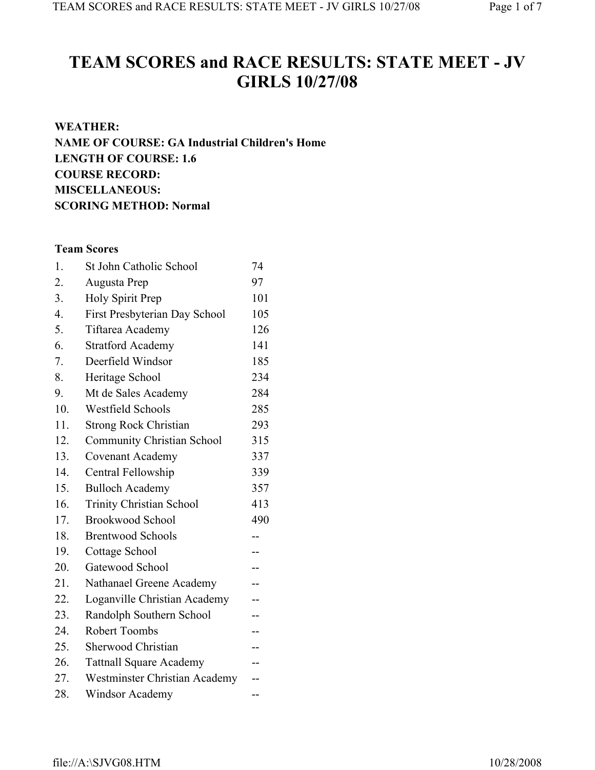# TEAM SCORES and RACE RESULTS: STATE MEET - JV GIRLS 10/27/08

**WEATHER:**
**NAME OF COURSE: GA Industrial Children's Home**
**LENGTH OF COURSE: 1.6**
**COURSE RECORD:**
**MISCELLANEOUS:**
**SCORING METHOD: Normal**

**Team Scores**

| | | |
|---|---|---|
| 1. | St John Catholic School | 74 |
| 2. | Augusta Prep | 97 |
| 3. | Holy Spirit Prep | 101 |
| 4. | First Presbyterian Day School | 105 |
| 5. | Tiftarea Academy | 126 |
| 6. | Stratford Academy | 141 |
| 7. | Deerfield Windsor | 185 |
| 8. | Heritage School | 234 |
| 9. | Mt de Sales Academy | 284 |
| 10. | Westfield Schools | 285 |
| 11. | Strong Rock Christian | 293 |
| 12. | Community Christian School | 315 |
| 13. | Covenant Academy | 337 |
| 14. | Central Fellowship | 339 |
| 15. | Bulloch Academy | 357 |
| 16. | Trinity Christian School | 413 |
| 17. | Brookwood School | 490 |
| 18. | Brentwood Schools | -- |
| 19. | Cottage School | -- |
| 20. | Gatewood School | -- |
| 21. | Nathanael Greene Academy | -- |
| 22. | Loganville Christian Academy | -- |
| 23. | Randolph Southern School | -- |
| 24. | Robert Toombs | -- |
| 25. | Sherwood Christian | -- |
| 26. | Tattnall Square Academy | -- |
| 27. | Westminster Christian Academy | -- |
| 28. | Windsor Academy | -- |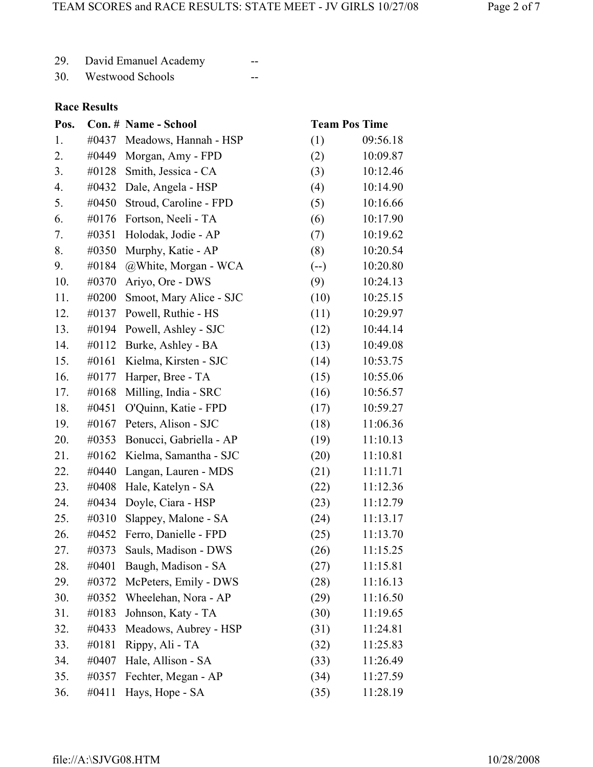| | | |
|---|---|---|
| 29. | David Emanuel Academy | -- |
| 30. | Westwood Schools | -- |

**Race Results**

| Pos. | Con. # | Name - School | Team Pos | Time |
|---|---|---|---|---|
| 1. | #0437 | Meadows, Hannah - HSP | (1) | 09:56.18 |
| 2. | #0449 | Morgan, Amy - FPD | (2) | 10:09.87 |
| 3. | #0128 | Smith, Jessica - CA | (3) | 10:12.46 |
| 4. | #0432 | Dale, Angela - HSP | (4) | 10:14.90 |
| 5. | #0450 | Stroud, Caroline - FPD | (5) | 10:16.66 |
| 6. | #0176 | Fortson, Neeli - TA | (6) | 10:17.90 |
| 7. | #0351 | Holodak, Jodie - AP | (7) | 10:19.62 |
| 8. | #0350 | Murphy, Katie - AP | (8) | 10:20.54 |
| 9. | #0184 | @White, Morgan - WCA | (--) | 10:20.80 |
| 10. | #0370 | Ariyo, Ore - DWS | (9) | 10:24.13 |
| 11. | #0200 | Smoot, Mary Alice - SJC | (10) | 10:25.15 |
| 12. | #0137 | Powell, Ruthie - HS | (11) | 10:29.97 |
| 13. | #0194 | Powell, Ashley - SJC | (12) | 10:44.14 |
| 14. | #0112 | Burke, Ashley - BA | (13) | 10:49.08 |
| 15. | #0161 | Kielma, Kirsten - SJC | (14) | 10:53.75 |
| 16. | #0177 | Harper, Bree - TA | (15) | 10:55.06 |
| 17. | #0168 | Milling, India - SRC | (16) | 10:56.57 |
| 18. | #0451 | O'Quinn, Katie - FPD | (17) | 10:59.27 |
| 19. | #0167 | Peters, Alison - SJC | (18) | 11:06.36 |
| 20. | #0353 | Bonucci, Gabriella - AP | (19) | 11:10.13 |
| 21. | #0162 | Kielma, Samantha - SJC | (20) | 11:10.81 |
| 22. | #0440 | Langan, Lauren - MDS | (21) | 11:11.71 |
| 23. | #0408 | Hale, Katelyn - SA | (22) | 11:12.36 |
| 24. | #0434 | Doyle, Ciara - HSP | (23) | 11:12.79 |
| 25. | #0310 | Slappey, Malone - SA | (24) | 11:13.17 |
| 26. | #0452 | Ferro, Danielle - FPD | (25) | 11:13.70 |
| 27. | #0373 | Sauls, Madison - DWS | (26) | 11:15.25 |
| 28. | #0401 | Baugh, Madison - SA | (27) | 11:15.81 |
| 29. | #0372 | McPeters, Emily - DWS | (28) | 11:16.13 |
| 30. | #0352 | Wheelehan, Nora - AP | (29) | 11:16.50 |
| 31. | #0183 | Johnson, Katy - TA | (30) | 11:19.65 |
| 32. | #0433 | Meadows, Aubrey - HSP | (31) | 11:24.81 |
| 33. | #0181 | Rippy, Ali - TA | (32) | 11:25.83 |
| 34. | #0407 | Hale, Allison - SA | (33) | 11:26.49 |
| 35. | #0357 | Fechter, Megan - AP | (34) | 11:27.59 |
| 36. | #0411 | Hays, Hope - SA | (35) | 11:28.19 |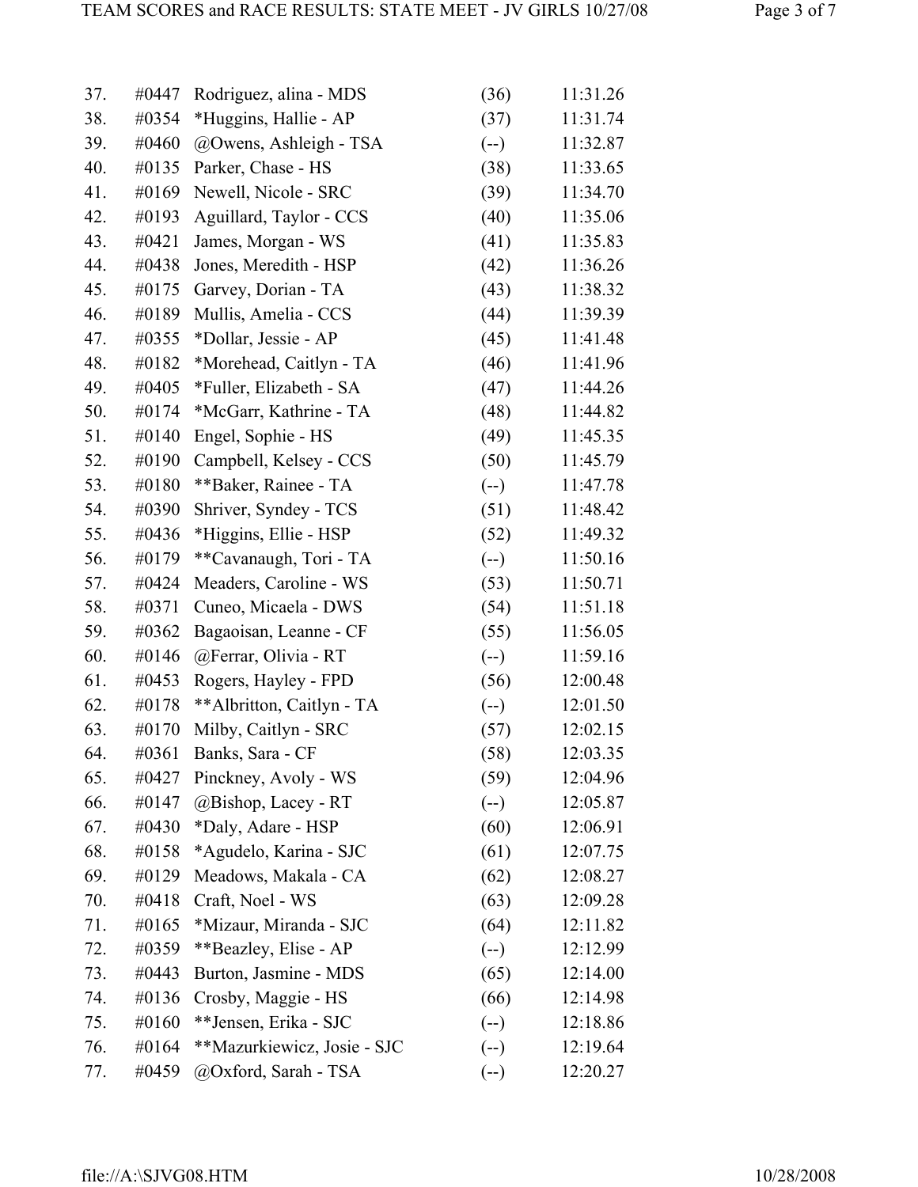| Place | Bib | Name - Team | Score | Time |
|---|---|---|---|---|
| 37. | #0447 | Rodriguez, alina - MDS | (36) | 11:31.26 |
| 38. | #0354 | *Huggins, Hallie - AP | (37) | 11:31.74 |
| 39. | #0460 | @Owens, Ashleigh - TSA | (--) | 11:32.87 |
| 40. | #0135 | Parker, Chase - HS | (38) | 11:33.65 |
| 41. | #0169 | Newell, Nicole - SRC | (39) | 11:34.70 |
| 42. | #0193 | Aguillard, Taylor - CCS | (40) | 11:35.06 |
| 43. | #0421 | James, Morgan - WS | (41) | 11:35.83 |
| 44. | #0438 | Jones, Meredith - HSP | (42) | 11:36.26 |
| 45. | #0175 | Garvey, Dorian - TA | (43) | 11:38.32 |
| 46. | #0189 | Mullis, Amelia - CCS | (44) | 11:39.39 |
| 47. | #0355 | *Dollar, Jessie - AP | (45) | 11:41.48 |
| 48. | #0182 | *Morehead, Caitlyn - TA | (46) | 11:41.96 |
| 49. | #0405 | *Fuller, Elizabeth - SA | (47) | 11:44.26 |
| 50. | #0174 | *McGarr, Kathrine - TA | (48) | 11:44.82 |
| 51. | #0140 | Engel, Sophie - HS | (49) | 11:45.35 |
| 52. | #0190 | Campbell, Kelsey - CCS | (50) | 11:45.79 |
| 53. | #0180 | **Baker, Rainee - TA | (--) | 11:47.78 |
| 54. | #0390 | Shriver, Syndey - TCS | (51) | 11:48.42 |
| 55. | #0436 | *Higgins, Ellie - HSP | (52) | 11:49.32 |
| 56. | #0179 | **Cavanaugh, Tori - TA | (--) | 11:50.16 |
| 57. | #0424 | Meaders, Caroline - WS | (53) | 11:50.71 |
| 58. | #0371 | Cuneo, Micaela - DWS | (54) | 11:51.18 |
| 59. | #0362 | Bagaoisan, Leanne - CF | (55) | 11:56.05 |
| 60. | #0146 | @Ferrar, Olivia - RT | (--) | 11:59.16 |
| 61. | #0453 | Rogers, Hayley - FPD | (56) | 12:00.48 |
| 62. | #0178 | **Albritton, Caitlyn - TA | (--) | 12:01.50 |
| 63. | #0170 | Milby, Caitlyn - SRC | (57) | 12:02.15 |
| 64. | #0361 | Banks, Sara - CF | (58) | 12:03.35 |
| 65. | #0427 | Pinckney, Avoly - WS | (59) | 12:04.96 |
| 66. | #0147 | @Bishop, Lacey - RT | (--) | 12:05.87 |
| 67. | #0430 | *Daly, Adare - HSP | (60) | 12:06.91 |
| 68. | #0158 | *Agudelo, Karina - SJC | (61) | 12:07.75 |
| 69. | #0129 | Meadows, Makala - CA | (62) | 12:08.27 |
| 70. | #0418 | Craft, Noel - WS | (63) | 12:09.28 |
| 71. | #0165 | *Mizaur, Miranda - SJC | (64) | 12:11.82 |
| 72. | #0359 | **Beazley, Elise - AP | (--) | 12:12.99 |
| 73. | #0443 | Burton, Jasmine - MDS | (65) | 12:14.00 |
| 74. | #0136 | Crosby, Maggie - HS | (66) | 12:14.98 |
| 75. | #0160 | **Jensen, Erika - SJC | (--) | 12:18.86 |
| 76. | #0164 | **Mazurkiewicz, Josie - SJC | (--) | 12:19.64 |
| 77. | #0459 | @Oxford, Sarah - TSA | (--) | 12:20.27 |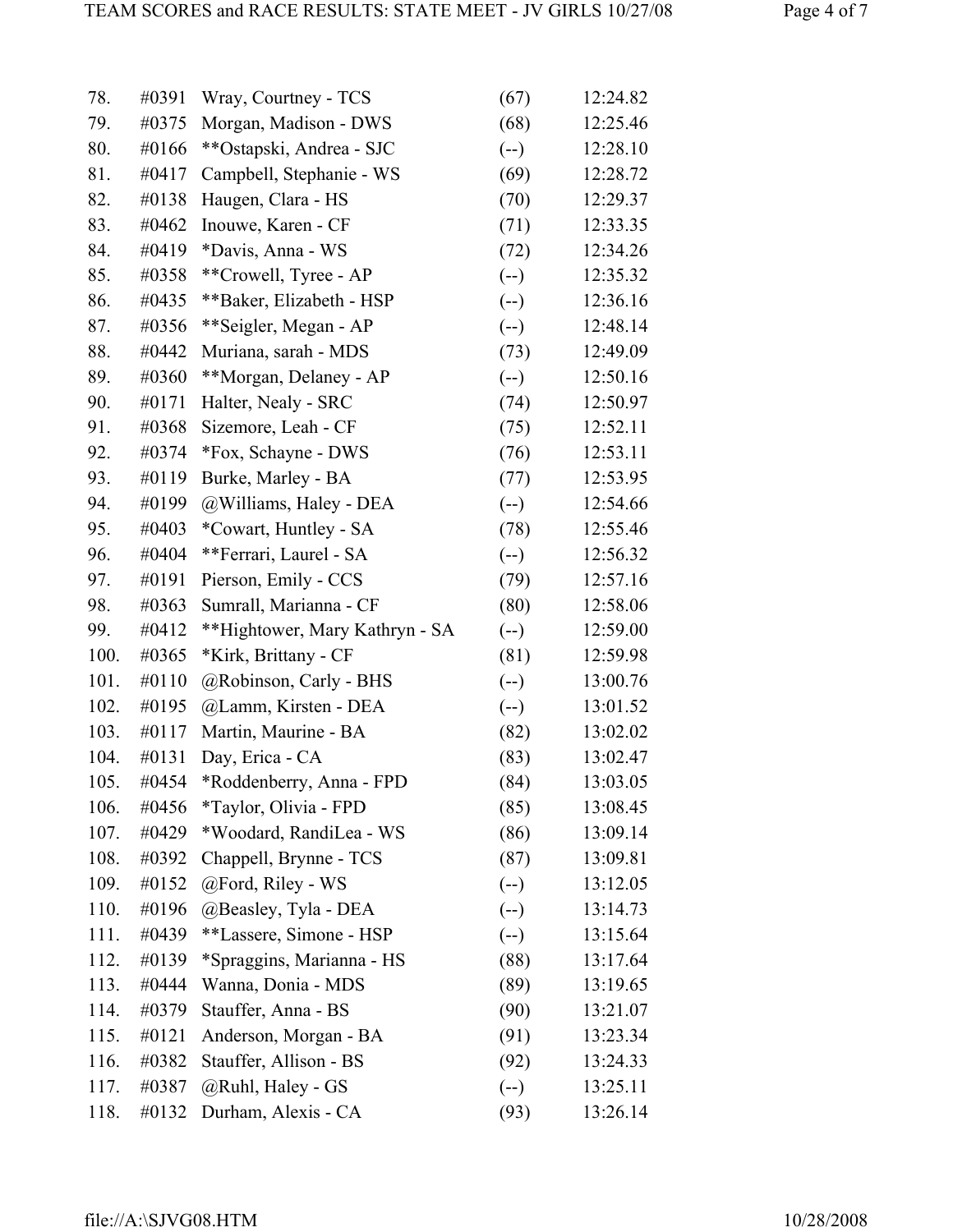| Place | Bib | Name - Team | Team Place | Time |
|---|---|---|---|---|
| 78. | #0391 | Wray, Courtney - TCS | (67) | 12:24.82 |
| 79. | #0375 | Morgan, Madison - DWS | (68) | 12:25.46 |
| 80. | #0166 | **Ostapski, Andrea - SJC | (--) | 12:28.10 |
| 81. | #0417 | Campbell, Stephanie - WS | (69) | 12:28.72 |
| 82. | #0138 | Haugen, Clara - HS | (70) | 12:29.37 |
| 83. | #0462 | Inouwe, Karen - CF | (71) | 12:33.35 |
| 84. | #0419 | *Davis, Anna - WS | (72) | 12:34.26 |
| 85. | #0358 | **Crowell, Tyree - AP | (--) | 12:35.32 |
| 86. | #0435 | **Baker, Elizabeth - HSP | (--) | 12:36.16 |
| 87. | #0356 | **Seigler, Megan - AP | (--) | 12:48.14 |
| 88. | #0442 | Muriana, sarah - MDS | (73) | 12:49.09 |
| 89. | #0360 | **Morgan, Delaney - AP | (--) | 12:50.16 |
| 90. | #0171 | Halter, Nealy - SRC | (74) | 12:50.97 |
| 91. | #0368 | Sizemore, Leah - CF | (75) | 12:52.11 |
| 92. | #0374 | *Fox, Schayne - DWS | (76) | 12:53.11 |
| 93. | #0119 | Burke, Marley - BA | (77) | 12:53.95 |
| 94. | #0199 | @Williams, Haley - DEA | (--) | 12:54.66 |
| 95. | #0403 | *Cowart, Huntley - SA | (78) | 12:55.46 |
| 96. | #0404 | **Ferrari, Laurel - SA | (--) | 12:56.32 |
| 97. | #0191 | Pierson, Emily - CCS | (79) | 12:57.16 |
| 98. | #0363 | Sumrall, Marianna - CF | (80) | 12:58.06 |
| 99. | #0412 | **Hightower, Mary Kathryn - SA | (--) | 12:59.00 |
| 100. | #0365 | *Kirk, Brittany - CF | (81) | 12:59.98 |
| 101. | #0110 | @Robinson, Carly - BHS | (--) | 13:00.76 |
| 102. | #0195 | @Lamm, Kirsten - DEA | (--) | 13:01.52 |
| 103. | #0117 | Martin, Maurine - BA | (82) | 13:02.02 |
| 104. | #0131 | Day, Erica - CA | (83) | 13:02.47 |
| 105. | #0454 | *Roddenberry, Anna - FPD | (84) | 13:03.05 |
| 106. | #0456 | *Taylor, Olivia - FPD | (85) | 13:08.45 |
| 107. | #0429 | *Woodard, RandiLea - WS | (86) | 13:09.14 |
| 108. | #0392 | Chappell, Brynne - TCS | (87) | 13:09.81 |
| 109. | #0152 | @Ford, Riley - WS | (--) | 13:12.05 |
| 110. | #0196 | @Beasley, Tyla - DEA | (--) | 13:14.73 |
| 111. | #0439 | **Lassere, Simone - HSP | (--) | 13:15.64 |
| 112. | #0139 | *Spraggins, Marianna - HS | (88) | 13:17.64 |
| 113. | #0444 | Wanna, Donia - MDS | (89) | 13:19.65 |
| 114. | #0379 | Stauffer, Anna - BS | (90) | 13:21.07 |
| 115. | #0121 | Anderson, Morgan - BA | (91) | 13:23.34 |
| 116. | #0382 | Stauffer, Allison - BS | (92) | 13:24.33 |
| 117. | #0387 | @Ruhl, Haley - GS | (--) | 13:25.11 |
| 118. | #0132 | Durham, Alexis - CA | (93) | 13:26.14 |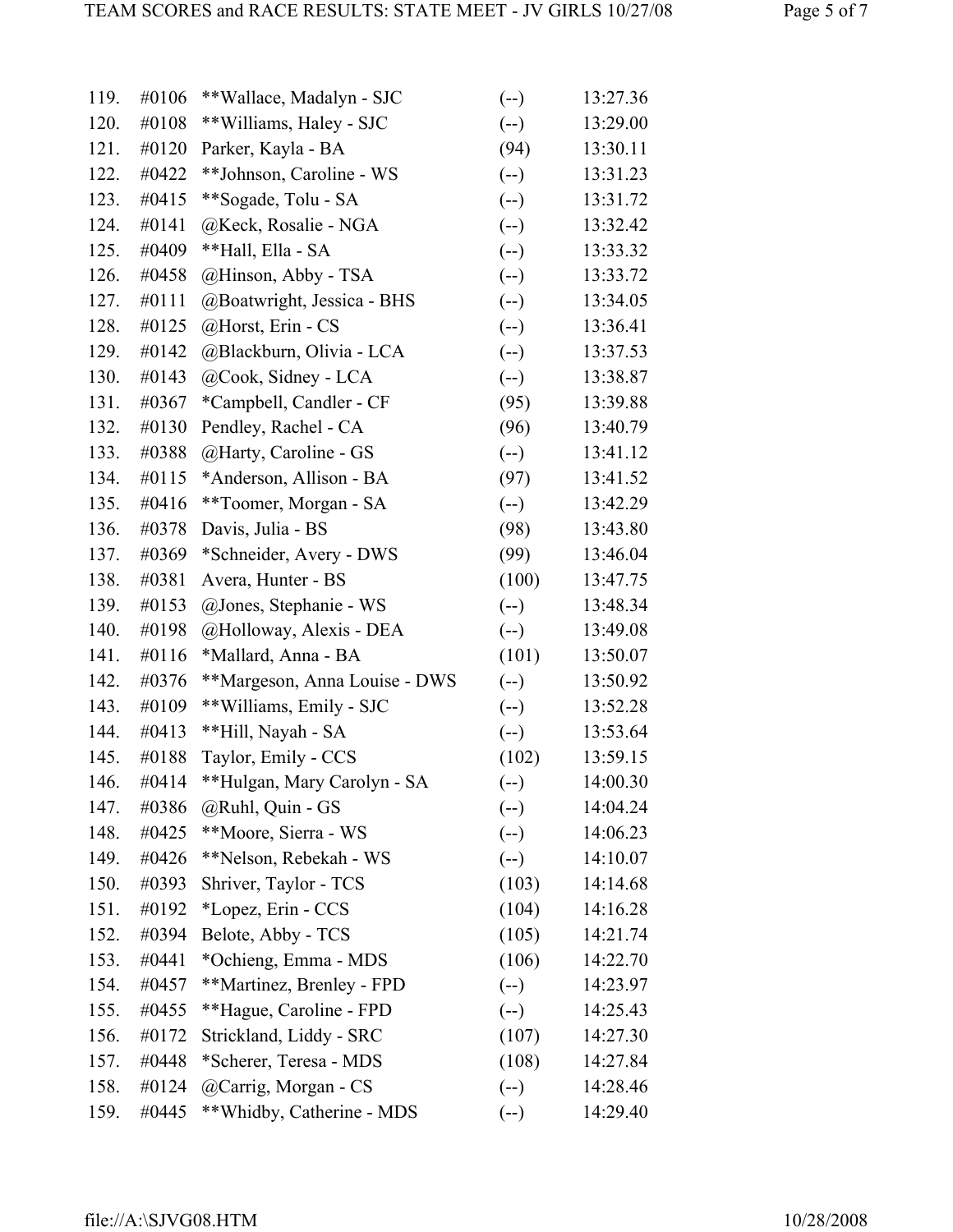| Place | Bib | Name - School | Team Pts | Time |
|---|---|---|---|---|
| 119. | #0106 | **Wallace, Madalyn - SJC | (--) | 13:27.36 |
| 120. | #0108 | **Williams, Haley - SJC | (--) | 13:29.00 |
| 121. | #0120 | Parker, Kayla - BA | (94) | 13:30.11 |
| 122. | #0422 | **Johnson, Caroline - WS | (--) | 13:31.23 |
| 123. | #0415 | **Sogade, Tolu - SA | (--) | 13:31.72 |
| 124. | #0141 | @Keck, Rosalie - NGA | (--) | 13:32.42 |
| 125. | #0409 | **Hall, Ella - SA | (--) | 13:33.32 |
| 126. | #0458 | @Hinson, Abby - TSA | (--) | 13:33.72 |
| 127. | #0111 | @Boatwright, Jessica - BHS | (--) | 13:34.05 |
| 128. | #0125 | @Horst, Erin - CS | (--) | 13:36.41 |
| 129. | #0142 | @Blackburn, Olivia - LCA | (--) | 13:37.53 |
| 130. | #0143 | @Cook, Sidney - LCA | (--) | 13:38.87 |
| 131. | #0367 | *Campbell, Candler - CF | (95) | 13:39.88 |
| 132. | #0130 | Pendley, Rachel - CA | (96) | 13:40.79 |
| 133. | #0388 | @Harty, Caroline - GS | (--) | 13:41.12 |
| 134. | #0115 | *Anderson, Allison - BA | (97) | 13:41.52 |
| 135. | #0416 | **Toomer, Morgan - SA | (--) | 13:42.29 |
| 136. | #0378 | Davis, Julia - BS | (98) | 13:43.80 |
| 137. | #0369 | *Schneider, Avery - DWS | (99) | 13:46.04 |
| 138. | #0381 | Avera, Hunter - BS | (100) | 13:47.75 |
| 139. | #0153 | @Jones, Stephanie - WS | (--) | 13:48.34 |
| 140. | #0198 | @Holloway, Alexis - DEA | (--) | 13:49.08 |
| 141. | #0116 | *Mallard, Anna - BA | (101) | 13:50.07 |
| 142. | #0376 | **Margeson, Anna Louise - DWS | (--) | 13:50.92 |
| 143. | #0109 | **Williams, Emily - SJC | (--) | 13:52.28 |
| 144. | #0413 | **Hill, Nayah - SA | (--) | 13:53.64 |
| 145. | #0188 | Taylor, Emily - CCS | (102) | 13:59.15 |
| 146. | #0414 | **Hulgan, Mary Carolyn - SA | (--) | 14:00.30 |
| 147. | #0386 | @Ruhl, Quin - GS | (--) | 14:04.24 |
| 148. | #0425 | **Moore, Sierra - WS | (--) | 14:06.23 |
| 149. | #0426 | **Nelson, Rebekah - WS | (--) | 14:10.07 |
| 150. | #0393 | Shriver, Taylor - TCS | (103) | 14:14.68 |
| 151. | #0192 | *Lopez, Erin - CCS | (104) | 14:16.28 |
| 152. | #0394 | Belote, Abby - TCS | (105) | 14:21.74 |
| 153. | #0441 | *Ochieng, Emma - MDS | (106) | 14:22.70 |
| 154. | #0457 | **Martinez, Brenley - FPD | (--) | 14:23.97 |
| 155. | #0455 | **Hague, Caroline - FPD | (--) | 14:25.43 |
| 156. | #0172 | Strickland, Liddy - SRC | (107) | 14:27.30 |
| 157. | #0448 | *Scherer, Teresa - MDS | (108) | 14:27.84 |
| 158. | #0124 | @Carrig, Morgan - CS | (--) | 14:28.46 |
| 159. | #0445 | **Whidby, Catherine - MDS | (--) | 14:29.40 |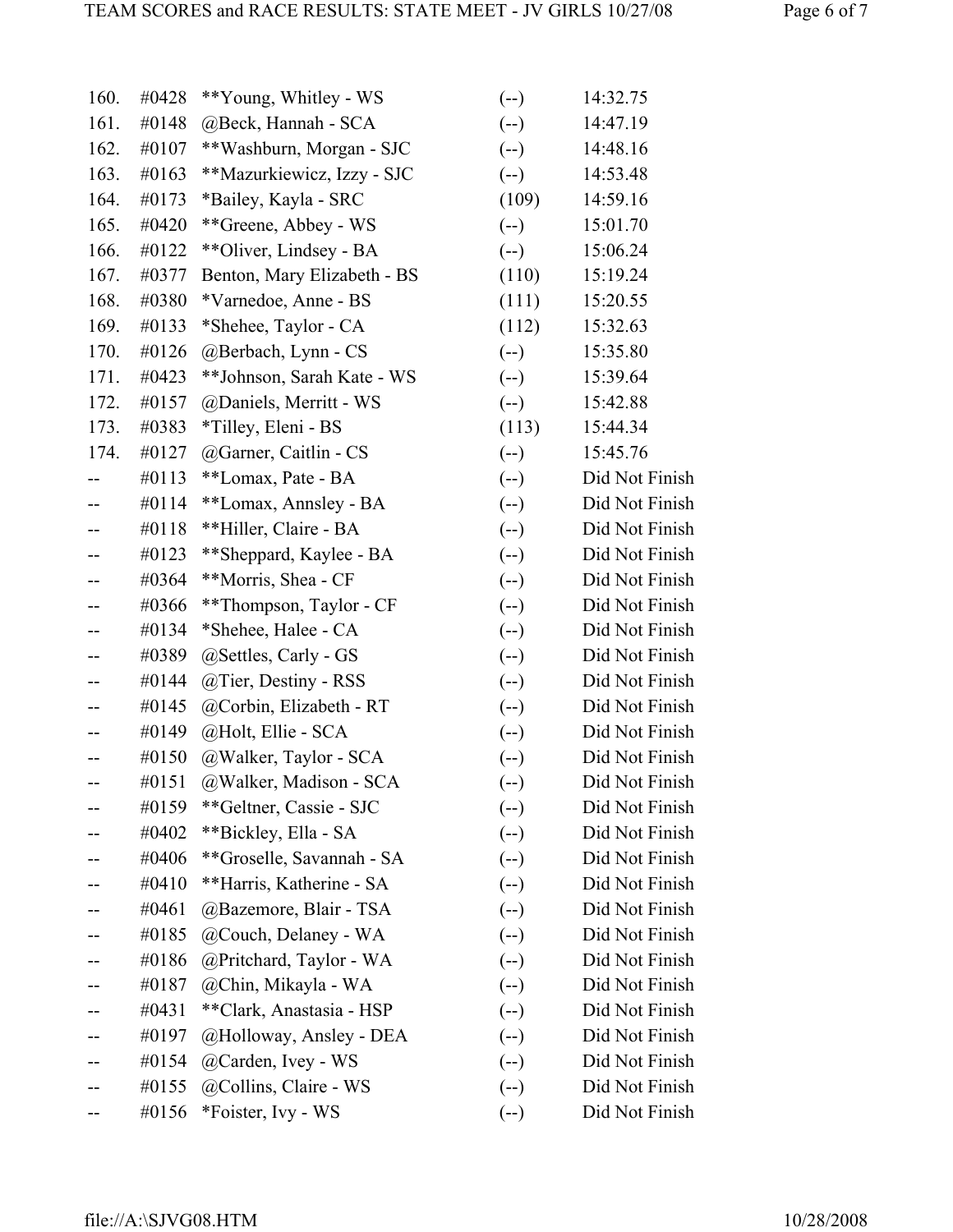| | | | | |
|---|---|---|---|---|
| 160. | #0428 | **Young, Whitley - WS | (--) | 14:32.75 |
| 161. | #0148 | @Beck, Hannah - SCA | (--) | 14:47.19 |
| 162. | #0107 | **Washburn, Morgan - SJC | (--) | 14:48.16 |
| 163. | #0163 | **Mazurkiewicz, Izzy - SJC | (--) | 14:53.48 |
| 164. | #0173 | *Bailey, Kayla - SRC | (109) | 14:59.16 |
| 165. | #0420 | **Greene, Abbey - WS | (--) | 15:01.70 |
| 166. | #0122 | **Oliver, Lindsey - BA | (--) | 15:06.24 |
| 167. | #0377 | Benton, Mary Elizabeth - BS | (110) | 15:19.24 |
| 168. | #0380 | *Varnedoe, Anne - BS | (111) | 15:20.55 |
| 169. | #0133 | *Shehee, Taylor - CA | (112) | 15:32.63 |
| 170. | #0126 | @Berbach, Lynn - CS | (--) | 15:35.80 |
| 171. | #0423 | **Johnson, Sarah Kate - WS | (--) | 15:39.64 |
| 172. | #0157 | @Daniels, Merritt - WS | (--) | 15:42.88 |
| 173. | #0383 | *Tilley, Eleni - BS | (113) | 15:44.34 |
| 174. | #0127 | @Garner, Caitlin - CS | (--) | 15:45.76 |
| -- | #0113 | **Lomax, Pate - BA | (--) | Did Not Finish |
| -- | #0114 | **Lomax, Annsley - BA | (--) | Did Not Finish |
| -- | #0118 | **Hiller, Claire - BA | (--) | Did Not Finish |
| -- | #0123 | **Sheppard, Kaylee - BA | (--) | Did Not Finish |
| -- | #0364 | **Morris, Shea - CF | (--) | Did Not Finish |
| -- | #0366 | **Thompson, Taylor - CF | (--) | Did Not Finish |
| -- | #0134 | *Shehee, Halee - CA | (--) | Did Not Finish |
| -- | #0389 | @Settles, Carly - GS | (--) | Did Not Finish |
| -- | #0144 | @Tier, Destiny - RSS | (--) | Did Not Finish |
| -- | #0145 | @Corbin, Elizabeth - RT | (--) | Did Not Finish |
| -- | #0149 | @Holt, Ellie - SCA | (--) | Did Not Finish |
| -- | #0150 | @Walker, Taylor - SCA | (--) | Did Not Finish |
| -- | #0151 | @Walker, Madison - SCA | (--) | Did Not Finish |
| -- | #0159 | **Geltner, Cassie - SJC | (--) | Did Not Finish |
| -- | #0402 | **Bickley, Ella - SA | (--) | Did Not Finish |
| -- | #0406 | **Groselle, Savannah - SA | (--) | Did Not Finish |
| -- | #0410 | **Harris, Katherine - SA | (--) | Did Not Finish |
| -- | #0461 | @Bazemore, Blair - TSA | (--) | Did Not Finish |
| -- | #0185 | @Couch, Delaney - WA | (--) | Did Not Finish |
| -- | #0186 | @Pritchard, Taylor - WA | (--) | Did Not Finish |
| -- | #0187 | @Chin, Mikayla - WA | (--) | Did Not Finish |
| -- | #0431 | **Clark, Anastasia - HSP | (--) | Did Not Finish |
| -- | #0197 | @Holloway, Ansley - DEA | (--) | Did Not Finish |
| -- | #0154 | @Carden, Ivey - WS | (--) | Did Not Finish |
| -- | #0155 | @Collins, Claire - WS | (--) | Did Not Finish |
| -- | #0156 | *Foister, Ivy - WS | (--) | Did Not Finish |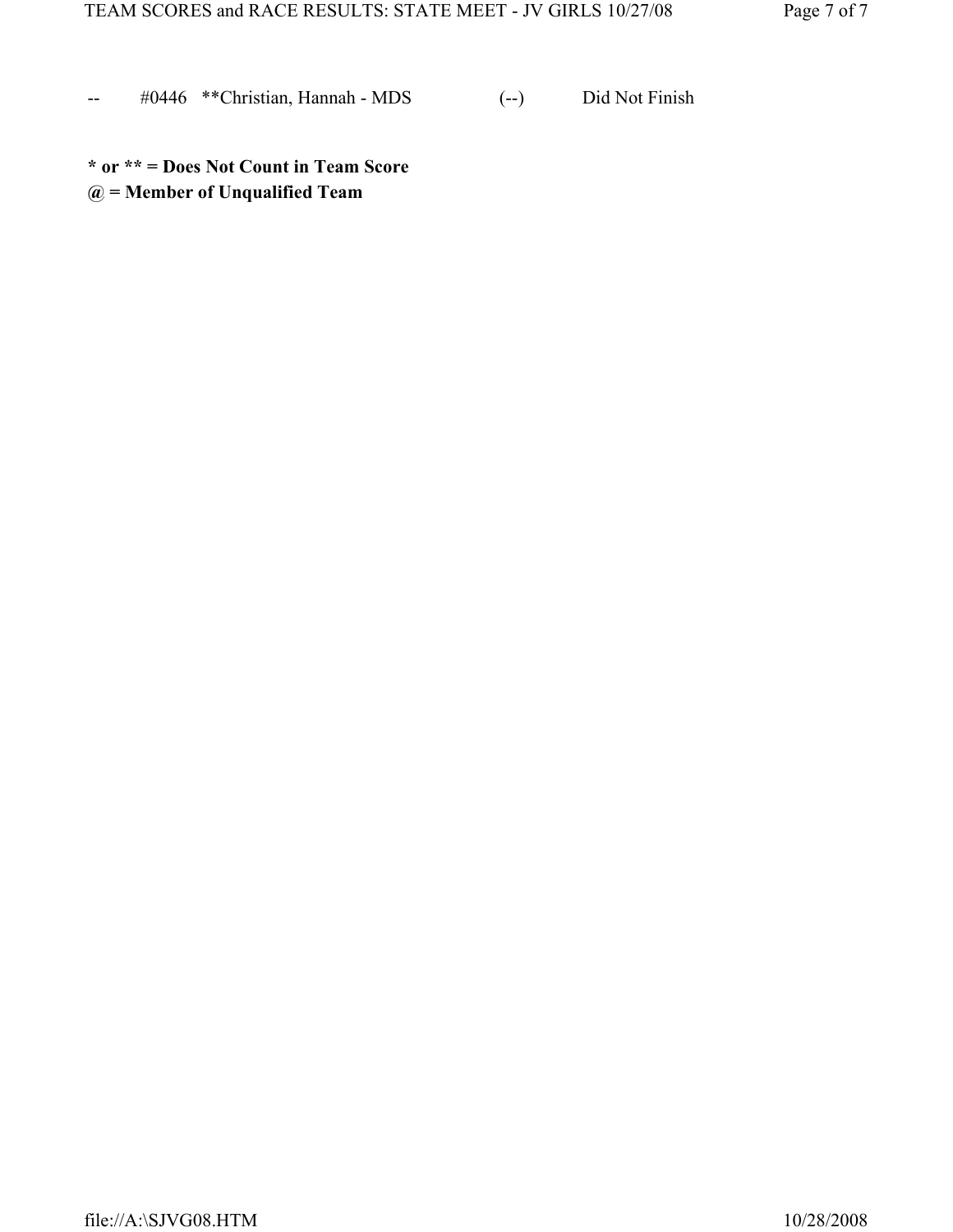| | | | | |
|---|---|---|---|---|
| -- | #0446 | **Christian, Hannah - MDS | (--) | Did Not Finish |

**\* or \*\* = Does Not Count in Team Score**

**@ = Member of Unqualified Team**